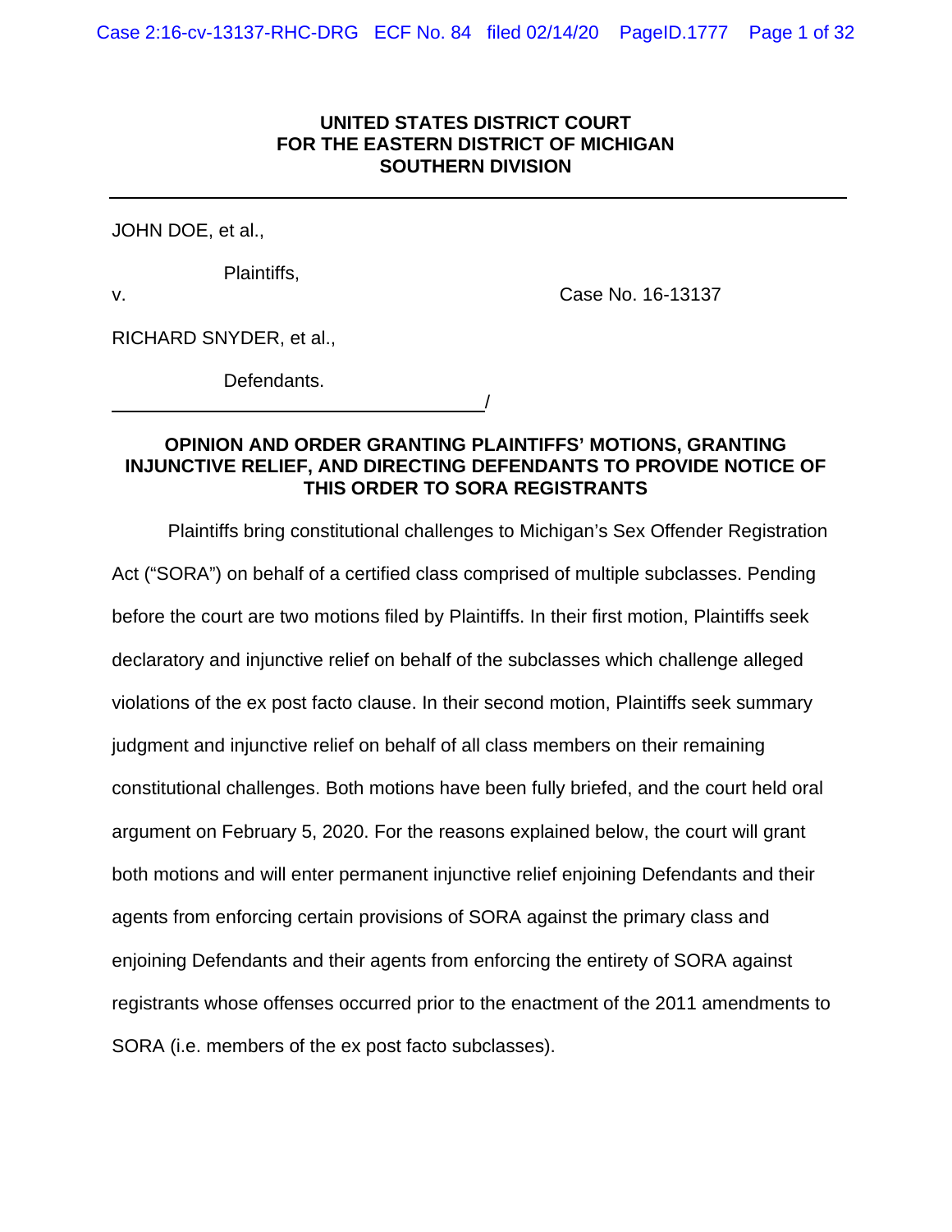**UNITED STATES DISTRICT COURT**
**FOR THE EASTERN DISTRICT OF MICHIGAN**
**SOUTHERN DIVISION**

---

JOHN DOE, et al.,

Plaintiffs,

v. Case No. 16-13137

RICHARD SNYDER, et al.,

Defendants.

______________________________________/

**OPINION AND ORDER GRANTING PLAINTIFFS' MOTIONS, GRANTING INJUNCTIVE RELIEF, AND DIRECTING DEFENDANTS TO PROVIDE NOTICE OF THIS ORDER TO SORA REGISTRANTS**

Plaintiffs bring constitutional challenges to Michigan's Sex Offender Registration Act ("SORA") on behalf of a certified class comprised of multiple subclasses. Pending before the court are two motions filed by Plaintiffs. In their first motion, Plaintiffs seek declaratory and injunctive relief on behalf of the subclasses which challenge alleged violations of the ex post facto clause. In their second motion, Plaintiffs seek summary judgment and injunctive relief on behalf of all class members on their remaining constitutional challenges. Both motions have been fully briefed, and the court held oral argument on February 5, 2020. For the reasons explained below, the court will grant both motions and will enter permanent injunctive relief enjoining Defendants and their agents from enforcing certain provisions of SORA against the primary class and enjoining Defendants and their agents from enforcing the entirety of SORA against registrants whose offenses occurred prior to the enactment of the 2011 amendments to SORA (i.e. members of the ex post facto subclasses).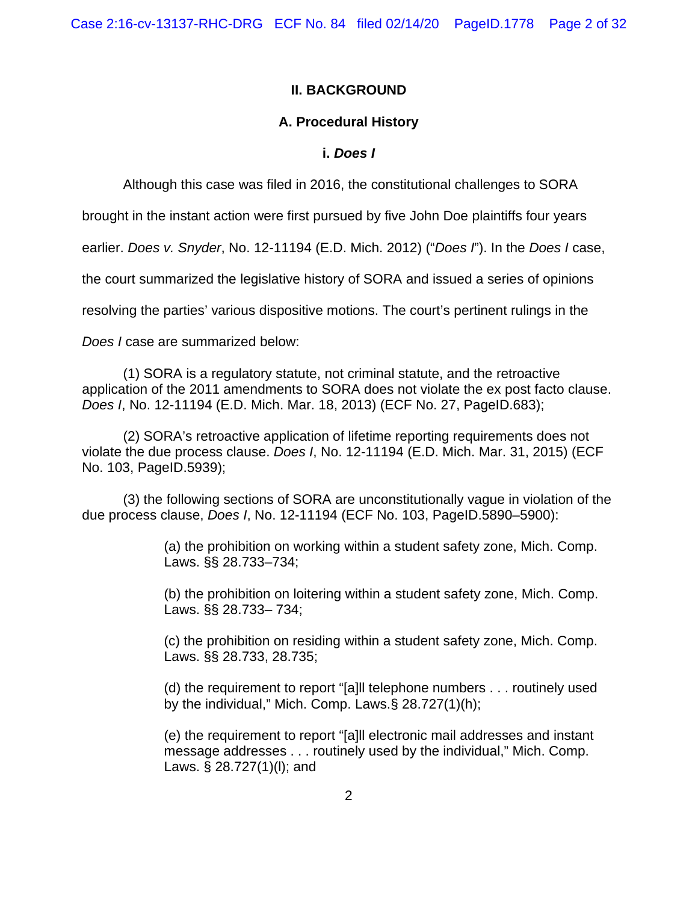## II. BACKGROUND

### A. Procedural History

#### i. *Does I*

Although this case was filed in 2016, the constitutional challenges to SORA brought in the instant action were first pursued by five John Doe plaintiffs four years earlier. *Does v. Snyder*, No. 12-11194 (E.D. Mich. 2012) ("*Does I*"). In the *Does I* case, the court summarized the legislative history of SORA and issued a series of opinions resolving the parties' various dispositive motions. The court's pertinent rulings in the *Does I* case are summarized below:

(1) SORA is a regulatory statute, not criminal statute, and the retroactive application of the 2011 amendments to SORA does not violate the ex post facto clause. *Does I*, No. 12-11194 (E.D. Mich. Mar. 18, 2013) (ECF No. 27, PageID.683);

(2) SORA's retroactive application of lifetime reporting requirements does not violate the due process clause. *Does I*, No. 12-11194 (E.D. Mich. Mar. 31, 2015) (ECF No. 103, PageID.5939);

(3) the following sections of SORA are unconstitutionally vague in violation of the due process clause, *Does I*, No. 12-11194 (ECF No. 103, PageID.5890–5900):

> (a) the prohibition on working within a student safety zone, Mich. Comp. Laws. §§ 28.733–734;
>
> (b) the prohibition on loitering within a student safety zone, Mich. Comp. Laws. §§ 28.733– 734;
>
> (c) the prohibition on residing within a student safety zone, Mich. Comp. Laws. §§ 28.733, 28.735;
>
> (d) the requirement to report "[a]ll telephone numbers . . . routinely used by the individual," Mich. Comp. Laws.§ 28.727(1)(h);
>
> (e) the requirement to report "[a]ll electronic mail addresses and instant message addresses . . . routinely used by the individual," Mich. Comp. Laws. § 28.727(1)(l); and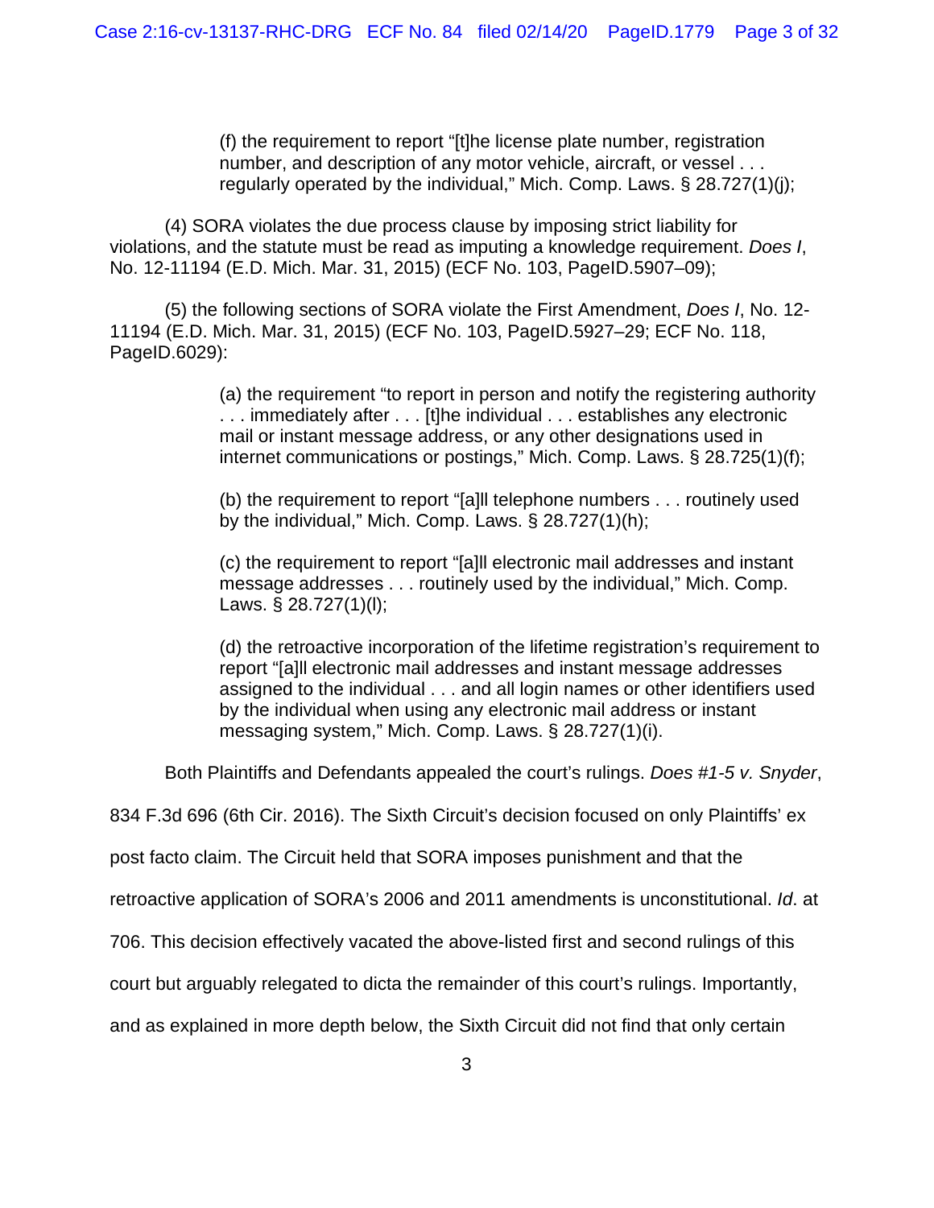(f) the requirement to report "[t]he license plate number, registration number, and description of any motor vehicle, aircraft, or vessel . . . regularly operated by the individual," Mich. Comp. Laws. § 28.727(1)(j);

(4) SORA violates the due process clause by imposing strict liability for violations, and the statute must be read as imputing a knowledge requirement. *Does I*, No. 12-11194 (E.D. Mich. Mar. 31, 2015) (ECF No. 103, PageID.5907–09);

(5) the following sections of SORA violate the First Amendment, *Does I*, No. 12-11194 (E.D. Mich. Mar. 31, 2015) (ECF No. 103, PageID.5927–29; ECF No. 118, PageID.6029):

(a) the requirement "to report in person and notify the registering authority . . . immediately after . . . [t]he individual . . . establishes any electronic mail or instant message address, or any other designations used in internet communications or postings," Mich. Comp. Laws. § 28.725(1)(f);

(b) the requirement to report "[a]ll telephone numbers . . . routinely used by the individual," Mich. Comp. Laws. § 28.727(1)(h);

(c) the requirement to report "[a]ll electronic mail addresses and instant message addresses . . . routinely used by the individual," Mich. Comp. Laws. § 28.727(1)(l);

(d) the retroactive incorporation of the lifetime registration's requirement to report "[a]ll electronic mail addresses and instant message addresses assigned to the individual . . . and all login names or other identifiers used by the individual when using any electronic mail address or instant messaging system," Mich. Comp. Laws. § 28.727(1)(i).

Both Plaintiffs and Defendants appealed the court's rulings. *Does #1-5 v. Snyder*, 834 F.3d 696 (6th Cir. 2016). The Sixth Circuit's decision focused on only Plaintiffs' ex post facto claim. The Circuit held that SORA imposes punishment and that the retroactive application of SORA's 2006 and 2011 amendments is unconstitutional. *Id*. at 706. This decision effectively vacated the above-listed first and second rulings of this court but arguably relegated to dicta the remainder of this court's rulings. Importantly, and as explained in more depth below, the Sixth Circuit did not find that only certain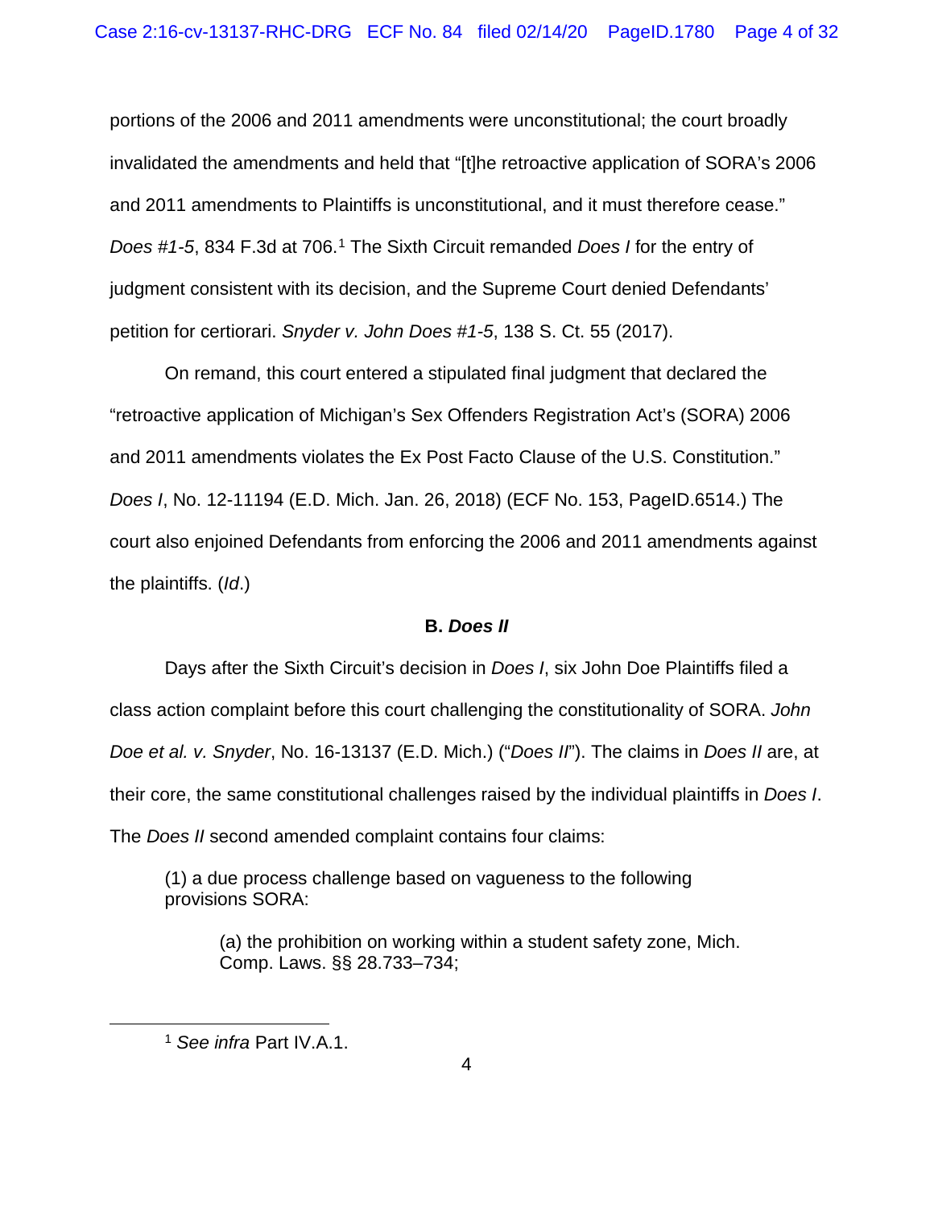portions of the 2006 and 2011 amendments were unconstitutional; the court broadly invalidated the amendments and held that "[t]he retroactive application of SORA's 2006 and 2011 amendments to Plaintiffs is unconstitutional, and it must therefore cease." *Does #1-5*, 834 F.3d at 706.[1] The Sixth Circuit remanded *Does I* for the entry of judgment consistent with its decision, and the Supreme Court denied Defendants' petition for certiorari. *Snyder v. John Does #1-5*, 138 S. Ct. 55 (2017).

On remand, this court entered a stipulated final judgment that declared the "retroactive application of Michigan's Sex Offenders Registration Act's (SORA) 2006 and 2011 amendments violates the Ex Post Facto Clause of the U.S. Constitution." *Does I*, No. 12-11194 (E.D. Mich. Jan. 26, 2018) (ECF No. 153, PageID.6514.) The court also enjoined Defendants from enforcing the 2006 and 2011 amendments against the plaintiffs. (*Id*.)

### B. *Does II*

Days after the Sixth Circuit's decision in *Does I*, six John Doe Plaintiffs filed a class action complaint before this court challenging the constitutionality of SORA. *John Doe et al. v. Snyder*, No. 16-13137 (E.D. Mich.) ("*Does II*"). The claims in *Does II* are, at their core, the same constitutional challenges raised by the individual plaintiffs in *Does I*. The *Does II* second amended complaint contains four claims:

> (1) a due process challenge based on vagueness to the following provisions SORA:
>
> > (a) the prohibition on working within a student safety zone, Mich. Comp. Laws. §§ 28.733–734;

[1] *See infra* Part IV.A.1.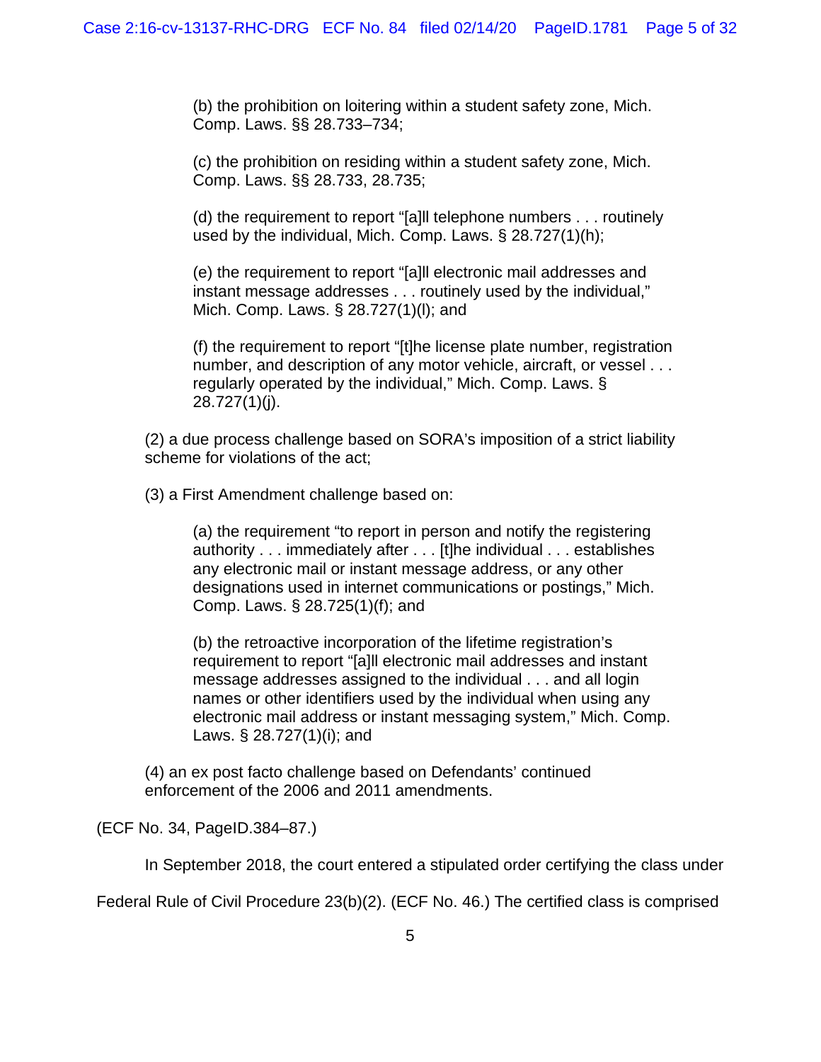(b) the prohibition on loitering within a student safety zone, Mich. Comp. Laws. §§ 28.733–734;

(c) the prohibition on residing within a student safety zone, Mich. Comp. Laws. §§ 28.733, 28.735;

(d) the requirement to report "[a]ll telephone numbers . . . routinely used by the individual, Mich. Comp. Laws. § 28.727(1)(h);

(e) the requirement to report "[a]ll electronic mail addresses and instant message addresses . . . routinely used by the individual," Mich. Comp. Laws. § 28.727(1)(l); and

(f) the requirement to report "[t]he license plate number, registration number, and description of any motor vehicle, aircraft, or vessel . . . regularly operated by the individual," Mich. Comp. Laws. § 28.727(1)(j).

(2) a due process challenge based on SORA's imposition of a strict liability scheme for violations of the act;

(3) a First Amendment challenge based on:

(a) the requirement "to report in person and notify the registering authority . . . immediately after . . . [t]he individual . . . establishes any electronic mail or instant message address, or any other designations used in internet communications or postings," Mich. Comp. Laws. § 28.725(1)(f); and

(b) the retroactive incorporation of the lifetime registration's requirement to report "[a]ll electronic mail addresses and instant message addresses assigned to the individual . . . and all login names or other identifiers used by the individual when using any electronic mail address or instant messaging system," Mich. Comp. Laws. § 28.727(1)(i); and

(4) an ex post facto challenge based on Defendants' continued enforcement of the 2006 and 2011 amendments.

(ECF No. 34, PageID.384–87.)

In September 2018, the court entered a stipulated order certifying the class under Federal Rule of Civil Procedure 23(b)(2). (ECF No. 46.) The certified class is comprised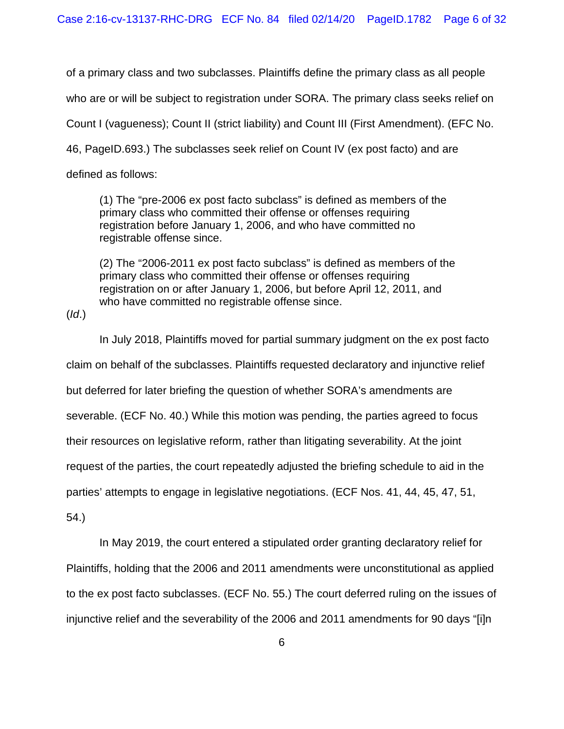of a primary class and two subclasses. Plaintiffs define the primary class as all people who are or will be subject to registration under SORA. The primary class seeks relief on Count I (vagueness); Count II (strict liability) and Count III (First Amendment). (EFC No. 46, PageID.693.) The subclasses seek relief on Count IV (ex post facto) and are defined as follows:

> (1) The "pre-2006 ex post facto subclass" is defined as members of the primary class who committed their offense or offenses requiring registration before January 1, 2006, and who have committed no registrable offense since.
>
> (2) The "2006-2011 ex post facto subclass" is defined as members of the primary class who committed their offense or offenses requiring registration on or after January 1, 2006, but before April 12, 2011, and who have committed no registrable offense since.

(*Id.*)

In July 2018, Plaintiffs moved for partial summary judgment on the ex post facto claim on behalf of the subclasses. Plaintiffs requested declaratory and injunctive relief but deferred for later briefing the question of whether SORA's amendments are severable. (ECF No. 40.) While this motion was pending, the parties agreed to focus their resources on legislative reform, rather than litigating severability. At the joint request of the parties, the court repeatedly adjusted the briefing schedule to aid in the parties' attempts to engage in legislative negotiations. (ECF Nos. 41, 44, 45, 47, 51, 54.)

In May 2019, the court entered a stipulated order granting declaratory relief for Plaintiffs, holding that the 2006 and 2011 amendments were unconstitutional as applied to the ex post facto subclasses. (ECF No. 55.) The court deferred ruling on the issues of injunctive relief and the severability of the 2006 and 2011 amendments for 90 days "[i]n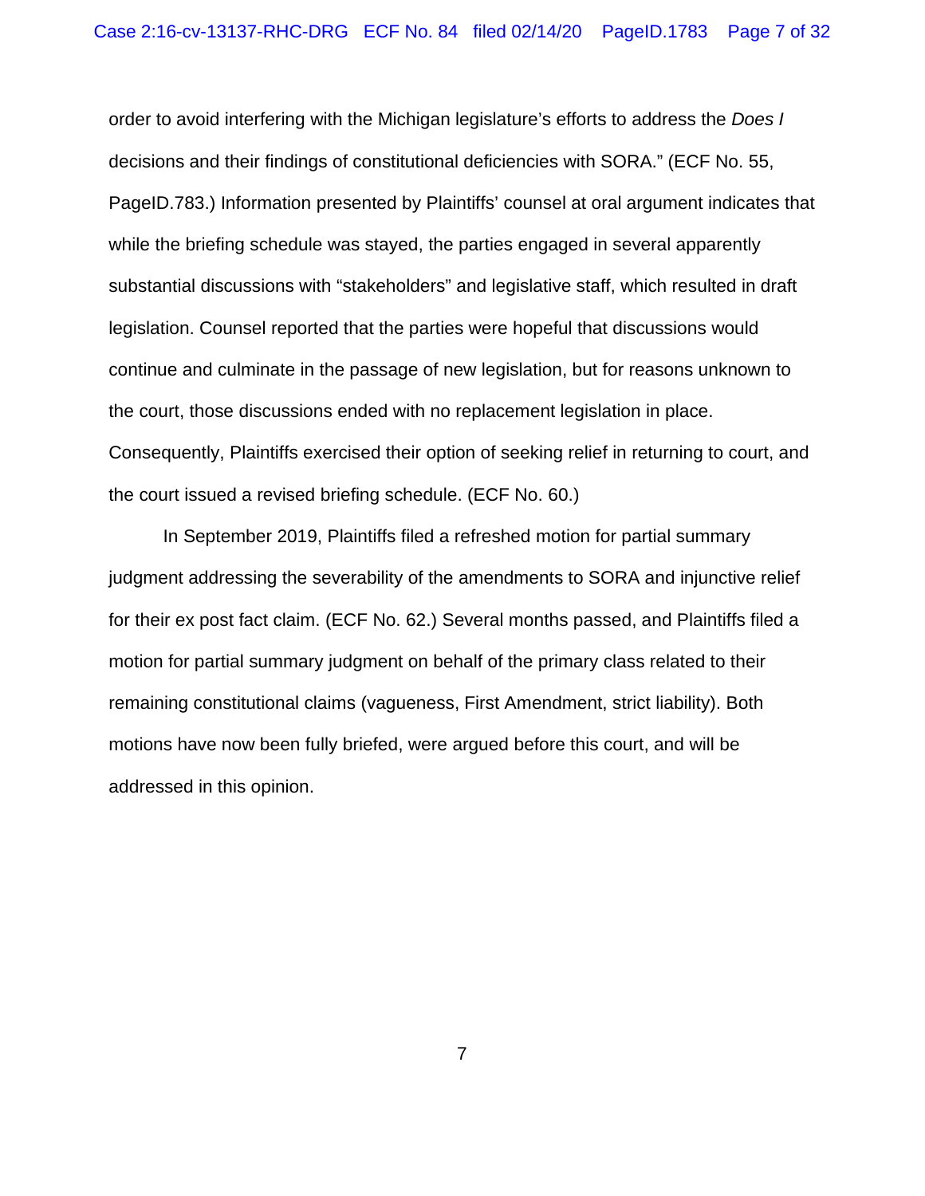order to avoid interfering with the Michigan legislature's efforts to address the *Does I* decisions and their findings of constitutional deficiencies with SORA." (ECF No. 55, PageID.783.) Information presented by Plaintiffs' counsel at oral argument indicates that while the briefing schedule was stayed, the parties engaged in several apparently substantial discussions with "stakeholders" and legislative staff, which resulted in draft legislation. Counsel reported that the parties were hopeful that discussions would continue and culminate in the passage of new legislation, but for reasons unknown to the court, those discussions ended with no replacement legislation in place. Consequently, Plaintiffs exercised their option of seeking relief in returning to court, and the court issued a revised briefing schedule. (ECF No. 60.)

In September 2019, Plaintiffs filed a refreshed motion for partial summary judgment addressing the severability of the amendments to SORA and injunctive relief for their ex post fact claim. (ECF No. 62.) Several months passed, and Plaintiffs filed a motion for partial summary judgment on behalf of the primary class related to their remaining constitutional claims (vagueness, First Amendment, strict liability). Both motions have now been fully briefed, were argued before this court, and will be addressed in this opinion.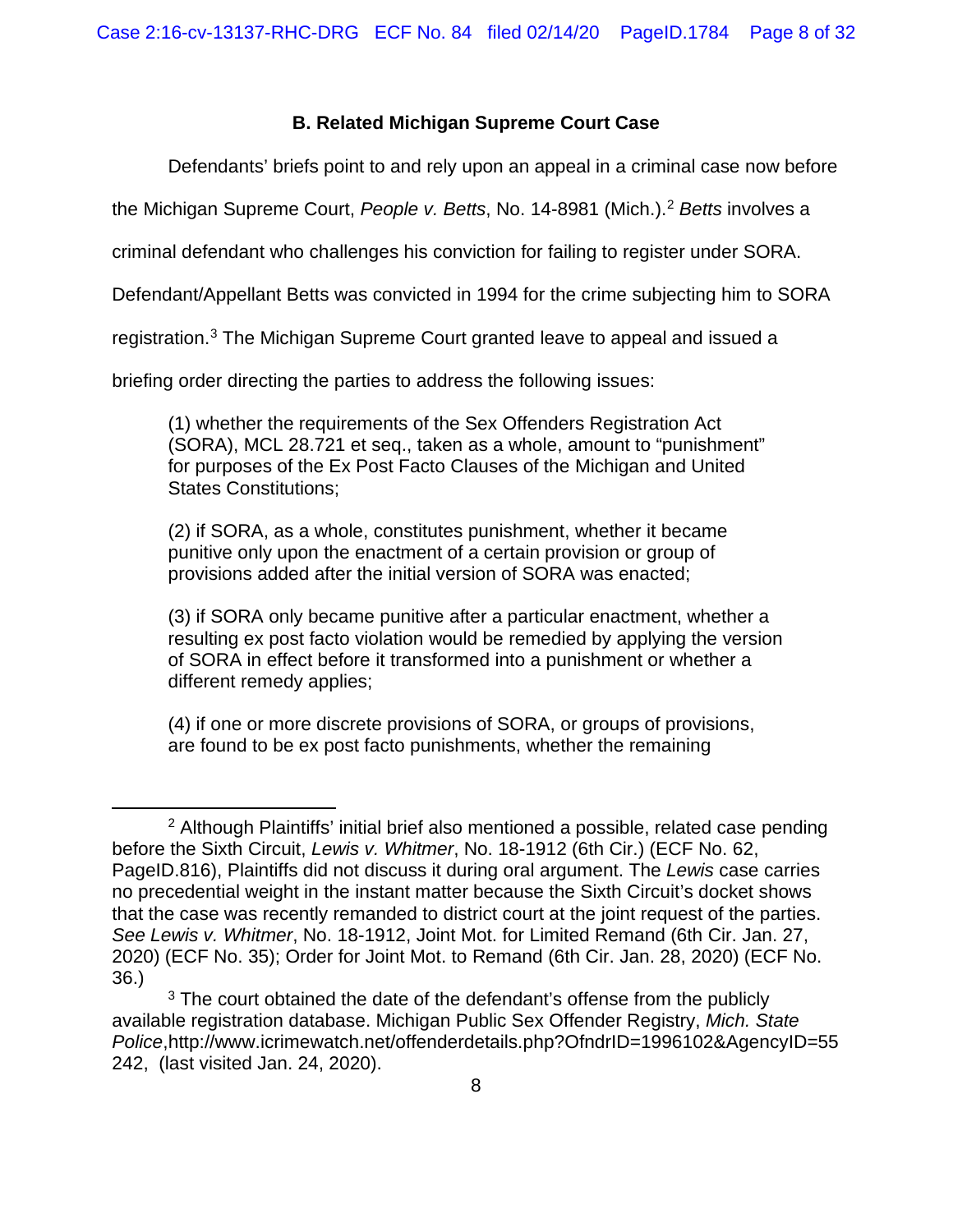### B. Related Michigan Supreme Court Case

Defendants' briefs point to and rely upon an appeal in a criminal case now before the Michigan Supreme Court, *People v. Betts*, No. 14-8981 (Mich.).[2] *Betts* involves a criminal defendant who challenges his conviction for failing to register under SORA. Defendant/Appellant Betts was convicted in 1994 for the crime subjecting him to SORA registration.[3] The Michigan Supreme Court granted leave to appeal and issued a briefing order directing the parties to address the following issues:

> (1) whether the requirements of the Sex Offenders Registration Act (SORA), MCL 28.721 et seq., taken as a whole, amount to "punishment" for purposes of the Ex Post Facto Clauses of the Michigan and United States Constitutions;
>
> (2) if SORA, as a whole, constitutes punishment, whether it became punitive only upon the enactment of a certain provision or group of provisions added after the initial version of SORA was enacted;
>
> (3) if SORA only became punitive after a particular enactment, whether a resulting ex post facto violation would be remedied by applying the version of SORA in effect before it transformed into a punishment or whether a different remedy applies;
>
> (4) if one or more discrete provisions of SORA, or groups of provisions, are found to be ex post facto punishments, whether the remaining

---

[2] Although Plaintiffs' initial brief also mentioned a possible, related case pending before the Sixth Circuit, *Lewis v. Whitmer*, No. 18-1912 (6th Cir.) (ECF No. 62, PageID.816), Plaintiffs did not discuss it during oral argument. The *Lewis* case carries no precedential weight in the instant matter because the Sixth Circuit's docket shows that the case was recently remanded to district court at the joint request of the parties. *See Lewis v. Whitmer*, No. 18-1912, Joint Mot. for Limited Remand (6th Cir. Jan. 27, 2020) (ECF No. 35); Order for Joint Mot. to Remand (6th Cir. Jan. 28, 2020) (ECF No. 36.)

[3] The court obtained the date of the defendant's offense from the publicly available registration database. Michigan Public Sex Offender Registry, *Mich. State Police*,http://www.icrimewatch.net/offenderdetails.php?OfndrID=1996102&AgencyID=55242, (last visited Jan. 24, 2020).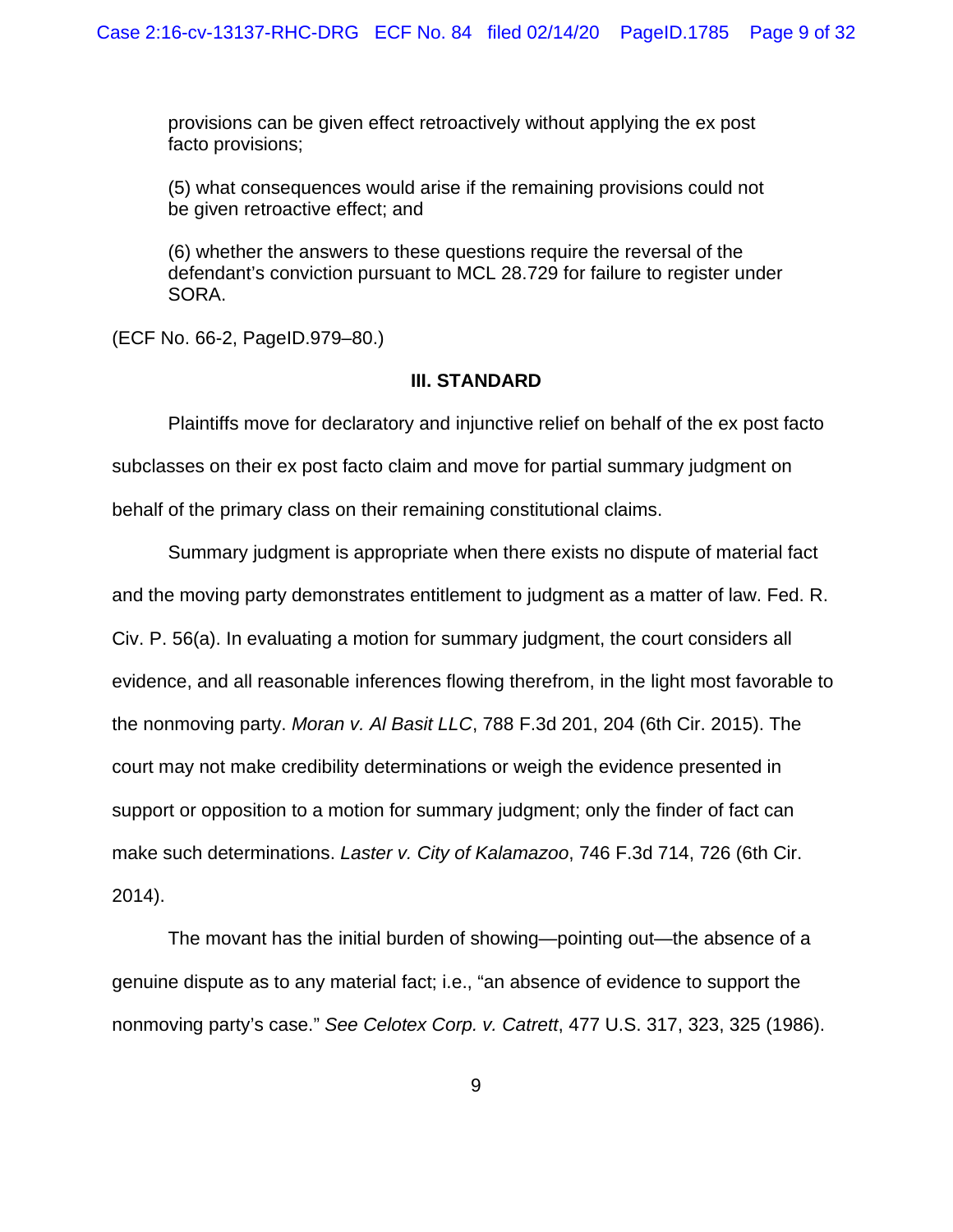provisions can be given effect retroactively without applying the ex post facto provisions;

(5) what consequences would arise if the remaining provisions could not be given retroactive effect; and

(6) whether the answers to these questions require the reversal of the defendant's conviction pursuant to MCL 28.729 for failure to register under SORA.

(ECF No. 66-2, PageID.979–80.)

### III. STANDARD

Plaintiffs move for declaratory and injunctive relief on behalf of the ex post facto subclasses on their ex post facto claim and move for partial summary judgment on behalf of the primary class on their remaining constitutional claims.

Summary judgment is appropriate when there exists no dispute of material fact and the moving party demonstrates entitlement to judgment as a matter of law. Fed. R. Civ. P. 56(a). In evaluating a motion for summary judgment, the court considers all evidence, and all reasonable inferences flowing therefrom, in the light most favorable to the nonmoving party. *Moran v. Al Basit LLC*, 788 F.3d 201, 204 (6th Cir. 2015). The court may not make credibility determinations or weigh the evidence presented in support or opposition to a motion for summary judgment; only the finder of fact can make such determinations. *Laster v. City of Kalamazoo*, 746 F.3d 714, 726 (6th Cir. 2014).

The movant has the initial burden of showing—pointing out—the absence of a genuine dispute as to any material fact; i.e., "an absence of evidence to support the nonmoving party's case." *See Celotex Corp. v. Catrett*, 477 U.S. 317, 323, 325 (1986).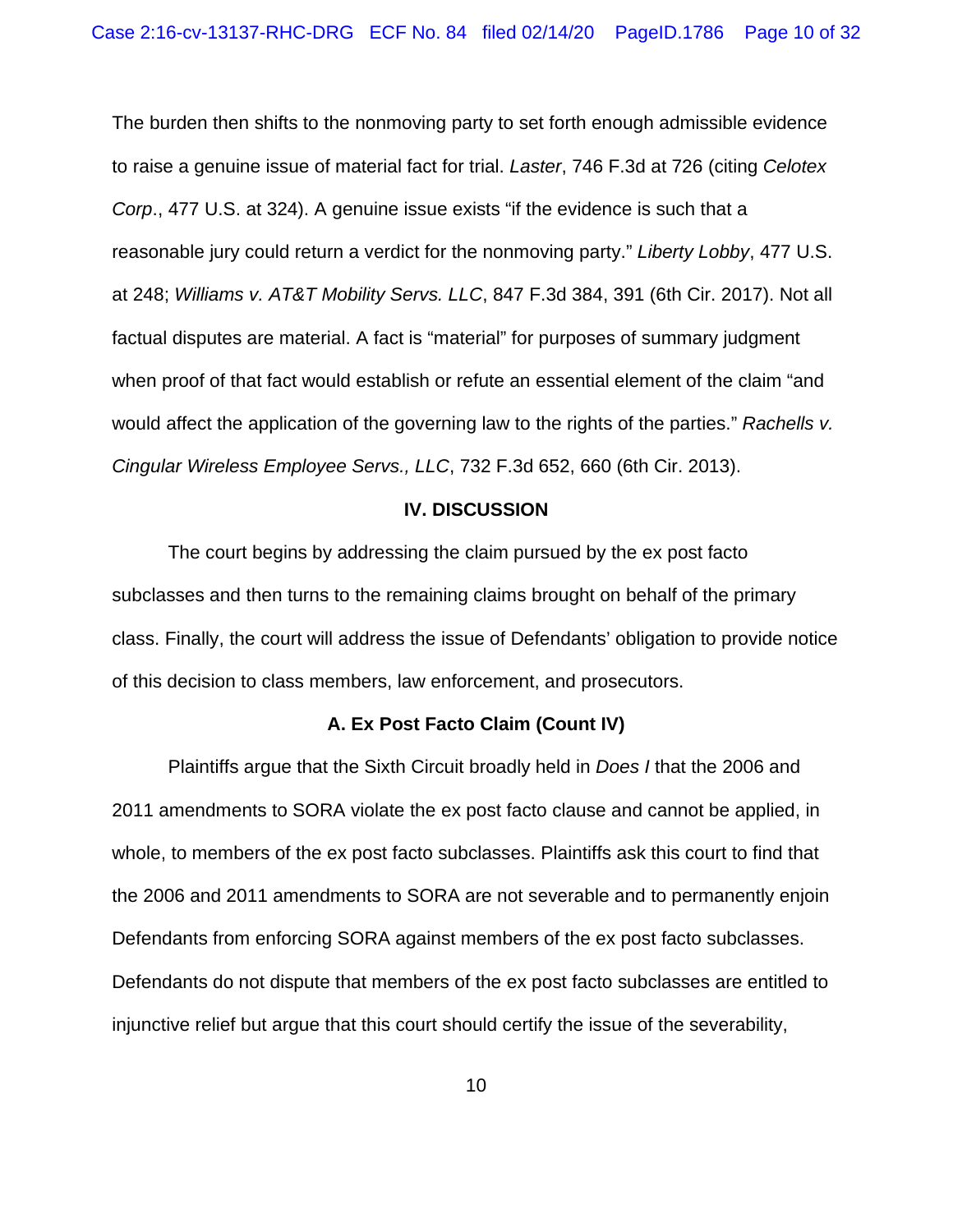The burden then shifts to the nonmoving party to set forth enough admissible evidence to raise a genuine issue of material fact for trial. *Laster*, 746 F.3d at 726 (citing *Celotex Corp*., 477 U.S. at 324). A genuine issue exists "if the evidence is such that a reasonable jury could return a verdict for the nonmoving party." *Liberty Lobby*, 477 U.S. at 248; *Williams v. AT&T Mobility Servs. LLC*, 847 F.3d 384, 391 (6th Cir. 2017). Not all factual disputes are material. A fact is "material" for purposes of summary judgment when proof of that fact would establish or refute an essential element of the claim "and would affect the application of the governing law to the rights of the parties." *Rachells v. Cingular Wireless Employee Servs., LLC*, 732 F.3d 652, 660 (6th Cir. 2013).

## IV. DISCUSSION

The court begins by addressing the claim pursued by the ex post facto subclasses and then turns to the remaining claims brought on behalf of the primary class. Finally, the court will address the issue of Defendants' obligation to provide notice of this decision to class members, law enforcement, and prosecutors.

### A. Ex Post Facto Claim (Count IV)

Plaintiffs argue that the Sixth Circuit broadly held in *Does I* that the 2006 and 2011 amendments to SORA violate the ex post facto clause and cannot be applied, in whole, to members of the ex post facto subclasses. Plaintiffs ask this court to find that the 2006 and 2011 amendments to SORA are not severable and to permanently enjoin Defendants from enforcing SORA against members of the ex post facto subclasses. Defendants do not dispute that members of the ex post facto subclasses are entitled to injunctive relief but argue that this court should certify the issue of the severability,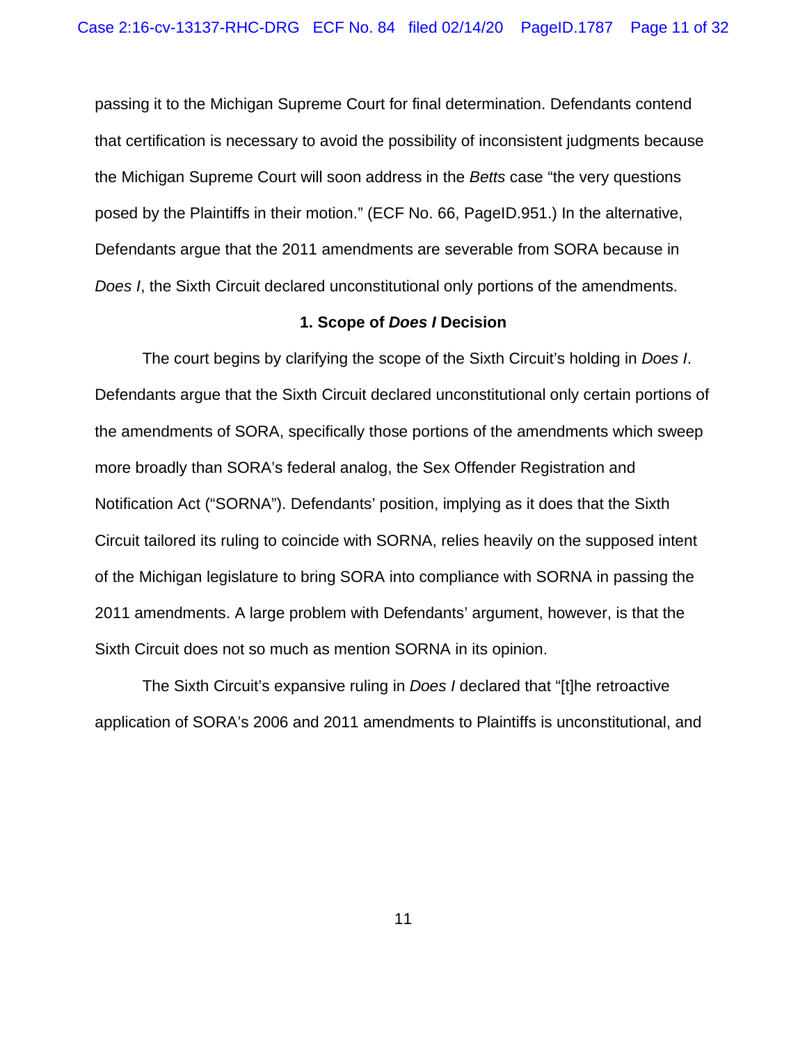passing it to the Michigan Supreme Court for final determination. Defendants contend that certification is necessary to avoid the possibility of inconsistent judgments because the Michigan Supreme Court will soon address in the *Betts* case "the very questions posed by the Plaintiffs in their motion." (ECF No. 66, PageID.951.) In the alternative, Defendants argue that the 2011 amendments are severable from SORA because in *Does I*, the Sixth Circuit declared unconstitutional only portions of the amendments.

### 1. Scope of *Does I* Decision

The court begins by clarifying the scope of the Sixth Circuit's holding in *Does I*. Defendants argue that the Sixth Circuit declared unconstitutional only certain portions of the amendments of SORA, specifically those portions of the amendments which sweep more broadly than SORA's federal analog, the Sex Offender Registration and Notification Act ("SORNA"). Defendants' position, implying as it does that the Sixth Circuit tailored its ruling to coincide with SORNA, relies heavily on the supposed intent of the Michigan legislature to bring SORA into compliance with SORNA in passing the 2011 amendments. A large problem with Defendants' argument, however, is that the Sixth Circuit does not so much as mention SORNA in its opinion.

The Sixth Circuit's expansive ruling in *Does I* declared that "[t]he retroactive application of SORA's 2006 and 2011 amendments to Plaintiffs is unconstitutional, and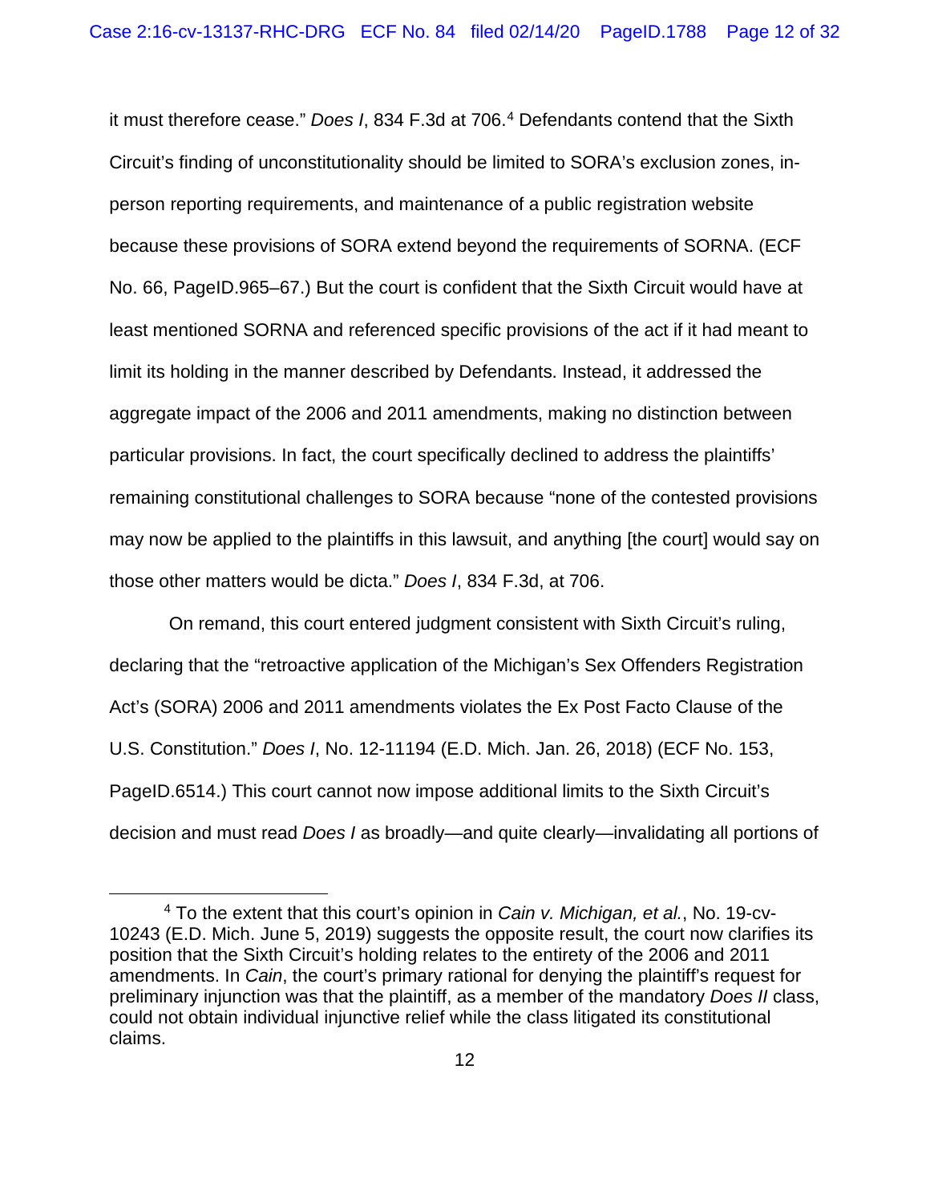it must therefore cease." *Does I*, 834 F.3d at 706.[4] Defendants contend that the Sixth Circuit's finding of unconstitutionality should be limited to SORA's exclusion zones, in-person reporting requirements, and maintenance of a public registration website because these provisions of SORA extend beyond the requirements of SORNA. (ECF No. 66, PageID.965–67.) But the court is confident that the Sixth Circuit would have at least mentioned SORNA and referenced specific provisions of the act if it had meant to limit its holding in the manner described by Defendants. Instead, it addressed the aggregate impact of the 2006 and 2011 amendments, making no distinction between particular provisions. In fact, the court specifically declined to address the plaintiffs' remaining constitutional challenges to SORA because "none of the contested provisions may now be applied to the plaintiffs in this lawsuit, and anything [the court] would say on those other matters would be dicta." *Does I*, 834 F.3d, at 706.

On remand, this court entered judgment consistent with Sixth Circuit's ruling, declaring that the "retroactive application of the Michigan's Sex Offenders Registration Act's (SORA) 2006 and 2011 amendments violates the Ex Post Facto Clause of the U.S. Constitution." *Does I*, No. 12-11194 (E.D. Mich. Jan. 26, 2018) (ECF No. 153, PageID.6514.) This court cannot now impose additional limits to the Sixth Circuit's decision and must read *Does I* as broadly—and quite clearly—invalidating all portions of

---

[4] To the extent that this court's opinion in *Cain v. Michigan, et al.*, No. 19-cv-10243 (E.D. Mich. June 5, 2019) suggests the opposite result, the court now clarifies its position that the Sixth Circuit's holding relates to the entirety of the 2006 and 2011 amendments. In *Cain*, the court's primary rational for denying the plaintiff's request for preliminary injunction was that the plaintiff, as a member of the mandatory *Does II* class, could not obtain individual injunctive relief while the class litigated its constitutional claims.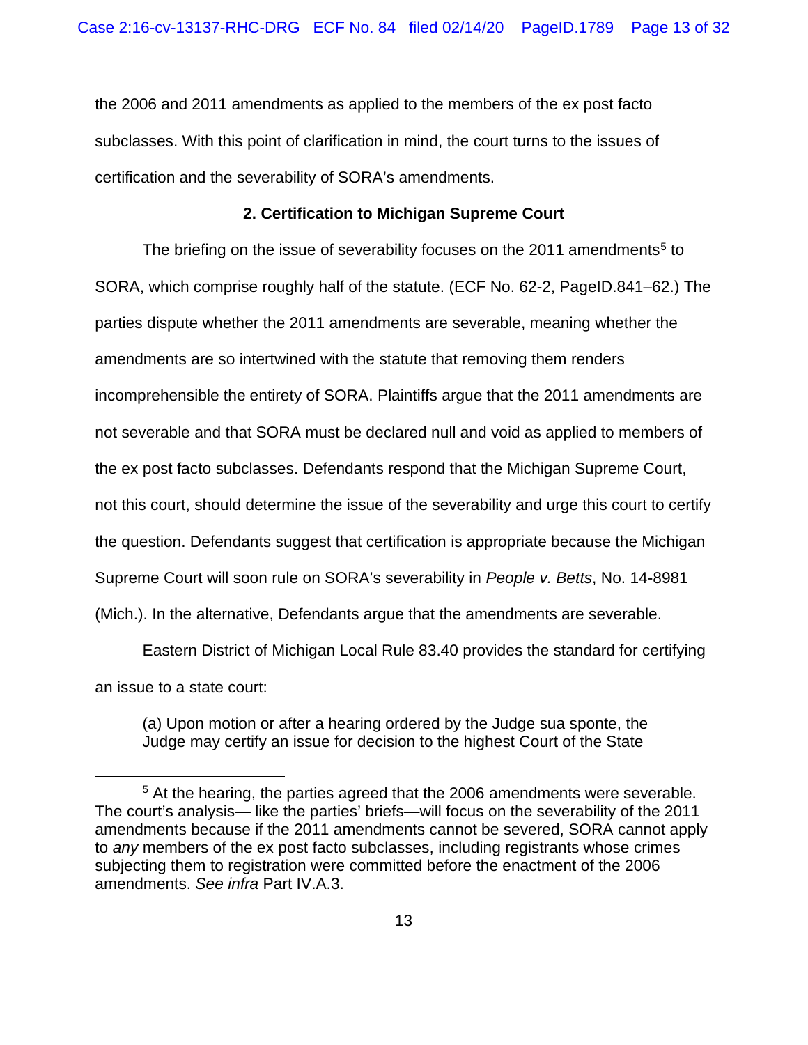the 2006 and 2011 amendments as applied to the members of the ex post facto subclasses. With this point of clarification in mind, the court turns to the issues of certification and the severability of SORA's amendments.

### 2. Certification to Michigan Supreme Court

The briefing on the issue of severability focuses on the 2011 amendments[5] to SORA, which comprise roughly half of the statute. (ECF No. 62-2, PageID.841–62.) The parties dispute whether the 2011 amendments are severable, meaning whether the amendments are so intertwined with the statute that removing them renders incomprehensible the entirety of SORA. Plaintiffs argue that the 2011 amendments are not severable and that SORA must be declared null and void as applied to members of the ex post facto subclasses. Defendants respond that the Michigan Supreme Court, not this court, should determine the issue of the severability and urge this court to certify the question. Defendants suggest that certification is appropriate because the Michigan Supreme Court will soon rule on SORA's severability in *People v. Betts*, No. 14-8981 (Mich.). In the alternative, Defendants argue that the amendments are severable.

Eastern District of Michigan Local Rule 83.40 provides the standard for certifying an issue to a state court:

> (a) Upon motion or after a hearing ordered by the Judge sua sponte, the Judge may certify an issue for decision to the highest Court of the State

---

[5] At the hearing, the parties agreed that the 2006 amendments were severable. The court's analysis— like the parties' briefs—will focus on the severability of the 2011 amendments because if the 2011 amendments cannot be severed, SORA cannot apply to *any* members of the ex post facto subclasses, including registrants whose crimes subjecting them to registration were committed before the enactment of the 2006 amendments. *See infra* Part IV.A.3.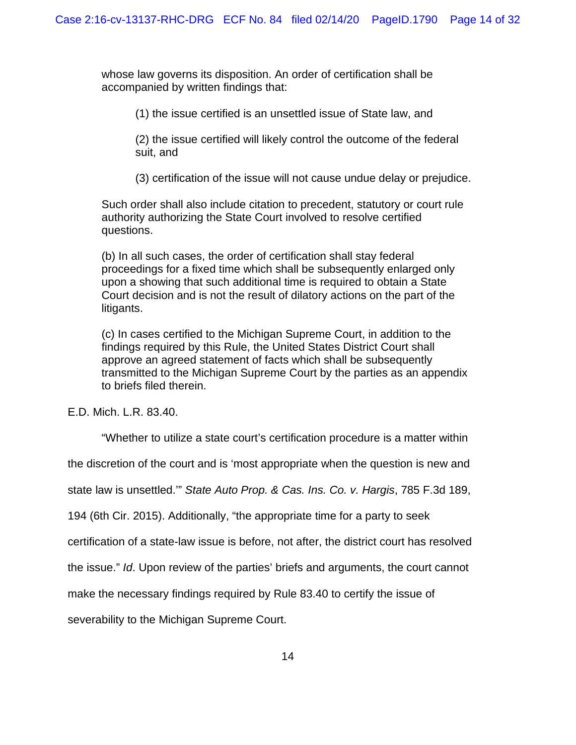> whose law governs its disposition. An order of certification shall be accompanied by written findings that:
>
> > (1) the issue certified is an unsettled issue of State law, and
> >
> > (2) the issue certified will likely control the outcome of the federal suit, and
> >
> > (3) certification of the issue will not cause undue delay or prejudice.
>
> Such order shall also include citation to precedent, statutory or court rule authority authorizing the State Court involved to resolve certified questions.
>
> (b) In all such cases, the order of certification shall stay federal proceedings for a fixed time which shall be subsequently enlarged only upon a showing that such additional time is required to obtain a State Court decision and is not the result of dilatory actions on the part of the litigants.
>
> (c) In cases certified to the Michigan Supreme Court, in addition to the findings required by this Rule, the United States District Court shall approve an agreed statement of facts which shall be subsequently transmitted to the Michigan Supreme Court by the parties as an appendix to briefs filed therein.

E.D. Mich. L.R. 83.40.

"Whether to utilize a state court's certification procedure is a matter within the discretion of the court and is 'most appropriate when the question is new and state law is unsettled.'" *State Auto Prop. & Cas. Ins. Co. v. Hargis*, 785 F.3d 189, 194 (6th Cir. 2015). Additionally, "the appropriate time for a party to seek certification of a state-law issue is before, not after, the district court has resolved the issue." *Id*. Upon review of the parties' briefs and arguments, the court cannot make the necessary findings required by Rule 83.40 to certify the issue of severability to the Michigan Supreme Court.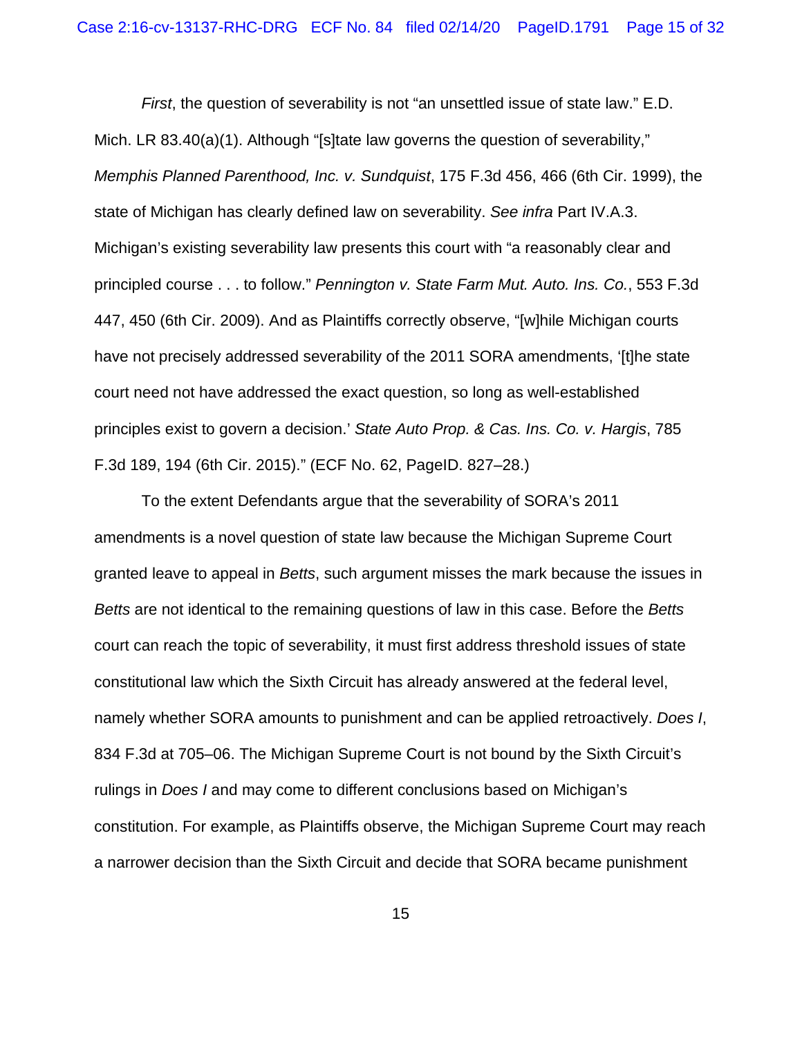*First*, the question of severability is not "an unsettled issue of state law." E.D. Mich. LR 83.40(a)(1). Although "[s]tate law governs the question of severability," *Memphis Planned Parenthood, Inc. v. Sundquist*, 175 F.3d 456, 466 (6th Cir. 1999), the state of Michigan has clearly defined law on severability. *See infra* Part IV.A.3. Michigan's existing severability law presents this court with "a reasonably clear and principled course . . . to follow." *Pennington v. State Farm Mut. Auto. Ins. Co.*, 553 F.3d 447, 450 (6th Cir. 2009). And as Plaintiffs correctly observe, "[w]hile Michigan courts have not precisely addressed severability of the 2011 SORA amendments, '[t]he state court need not have addressed the exact question, so long as well-established principles exist to govern a decision.' *State Auto Prop. & Cas. Ins. Co. v. Hargis*, 785 F.3d 189, 194 (6th Cir. 2015)." (ECF No. 62, PageID. 827–28.)

To the extent Defendants argue that the severability of SORA's 2011 amendments is a novel question of state law because the Michigan Supreme Court granted leave to appeal in *Betts*, such argument misses the mark because the issues in *Betts* are not identical to the remaining questions of law in this case. Before the *Betts* court can reach the topic of severability, it must first address threshold issues of state constitutional law which the Sixth Circuit has already answered at the federal level, namely whether SORA amounts to punishment and can be applied retroactively. *Does I*, 834 F.3d at 705–06. The Michigan Supreme Court is not bound by the Sixth Circuit's rulings in *Does I* and may come to different conclusions based on Michigan's constitution. For example, as Plaintiffs observe, the Michigan Supreme Court may reach a narrower decision than the Sixth Circuit and decide that SORA became punishment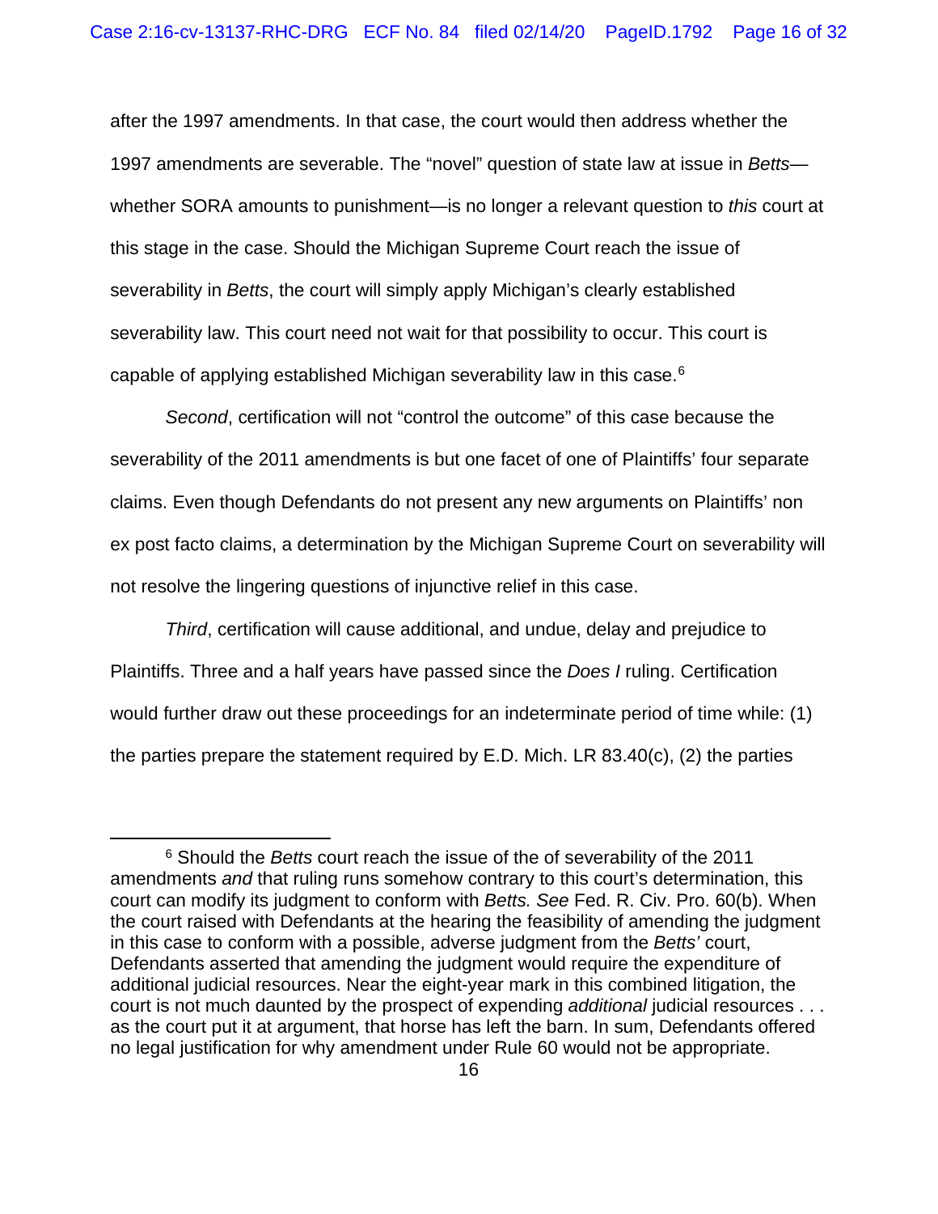after the 1997 amendments. In that case, the court would then address whether the 1997 amendments are severable. The "novel" question of state law at issue in *Betts*—whether SORA amounts to punishment—is no longer a relevant question to *this* court at this stage in the case. Should the Michigan Supreme Court reach the issue of severability in *Betts*, the court will simply apply Michigan's clearly established severability law. This court need not wait for that possibility to occur. This court is capable of applying established Michigan severability law in this case.[6]

*Second*, certification will not "control the outcome" of this case because the severability of the 2011 amendments is but one facet of one of Plaintiffs' four separate claims. Even though Defendants do not present any new arguments on Plaintiffs' non ex post facto claims, a determination by the Michigan Supreme Court on severability will not resolve the lingering questions of injunctive relief in this case.

*Third*, certification will cause additional, and undue, delay and prejudice to Plaintiffs. Three and a half years have passed since the *Does I* ruling. Certification would further draw out these proceedings for an indeterminate period of time while: (1) the parties prepare the statement required by E.D. Mich. LR 83.40(c), (2) the parties

---

[6] Should the *Betts* court reach the issue of the of severability of the 2011 amendments *and* that ruling runs somehow contrary to this court's determination, this court can modify its judgment to conform with *Betts. See* Fed. R. Civ. Pro. 60(b). When the court raised with Defendants at the hearing the feasibility of amending the judgment in this case to conform with a possible, adverse judgment from the *Betts'* court, Defendants asserted that amending the judgment would require the expenditure of additional judicial resources. Near the eight-year mark in this combined litigation, the court is not much daunted by the prospect of expending *additional* judicial resources . . . as the court put it at argument, that horse has left the barn. In sum, Defendants offered no legal justification for why amendment under Rule 60 would not be appropriate.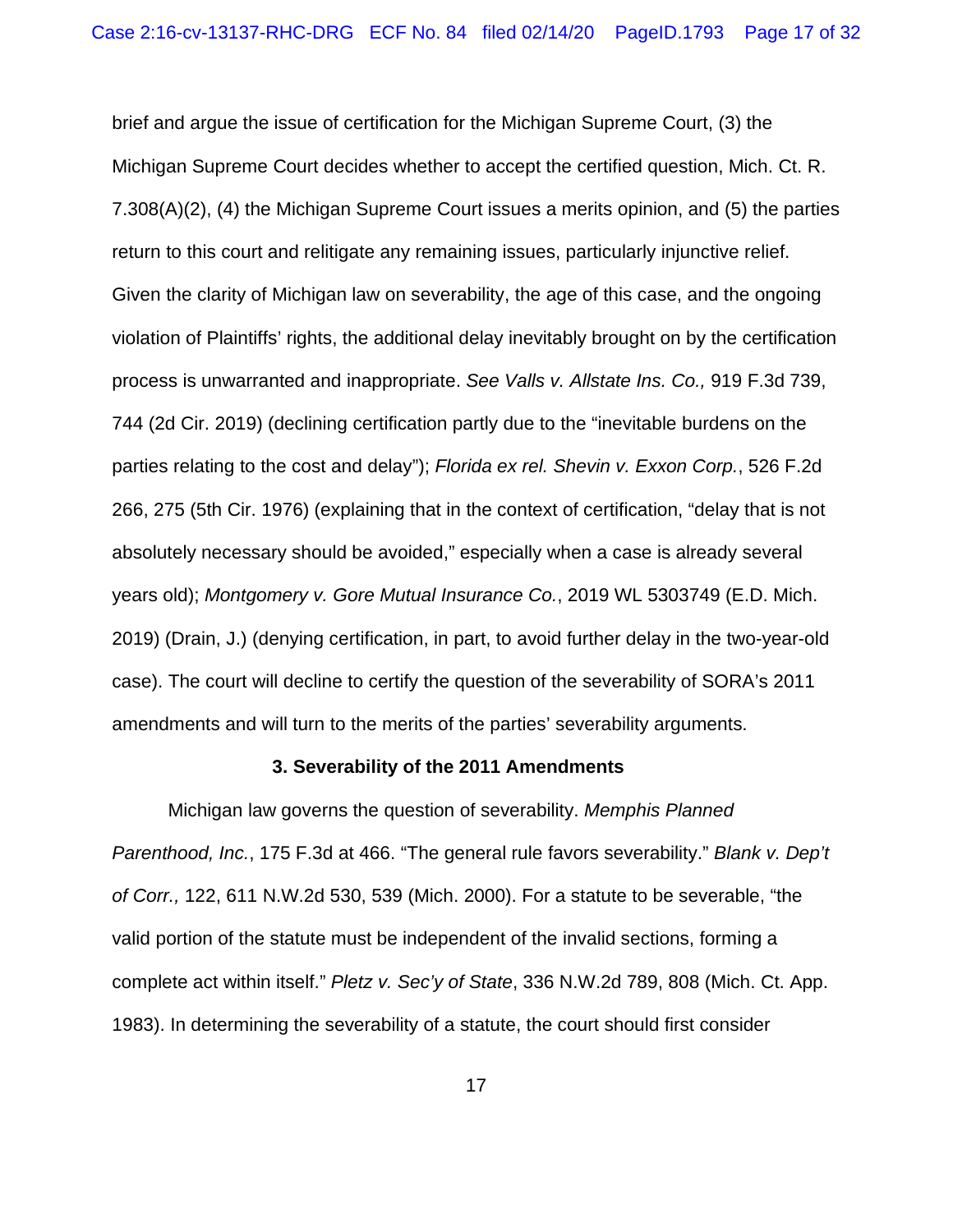brief and argue the issue of certification for the Michigan Supreme Court, (3) the Michigan Supreme Court decides whether to accept the certified question, Mich. Ct. R. 7.308(A)(2), (4) the Michigan Supreme Court issues a merits opinion, and (5) the parties return to this court and relitigate any remaining issues, particularly injunctive relief. Given the clarity of Michigan law on severability, the age of this case, and the ongoing violation of Plaintiffs' rights, the additional delay inevitably brought on by the certification process is unwarranted and inappropriate. *See Valls v. Allstate Ins. Co.,* 919 F.3d 739, 744 (2d Cir. 2019) (declining certification partly due to the "inevitable burdens on the parties relating to the cost and delay"); *Florida ex rel. Shevin v. Exxon Corp.*, 526 F.2d 266, 275 (5th Cir. 1976) (explaining that in the context of certification, "delay that is not absolutely necessary should be avoided," especially when a case is already several years old); *Montgomery v. Gore Mutual Insurance Co.*, 2019 WL 5303749 (E.D. Mich. 2019) (Drain, J.) (denying certification, in part, to avoid further delay in the two-year-old case). The court will decline to certify the question of the severability of SORA's 2011 amendments and will turn to the merits of the parties' severability arguments.

### 3. Severability of the 2011 Amendments

Michigan law governs the question of severability. *Memphis Planned Parenthood, Inc.*, 175 F.3d at 466. "The general rule favors severability." *Blank v. Dep't of Corr.,* 122, 611 N.W.2d 530, 539 (Mich. 2000). For a statute to be severable, "the valid portion of the statute must be independent of the invalid sections, forming a complete act within itself." *Pletz v. Sec'y of State*, 336 N.W.2d 789, 808 (Mich. Ct. App. 1983). In determining the severability of a statute, the court should first consider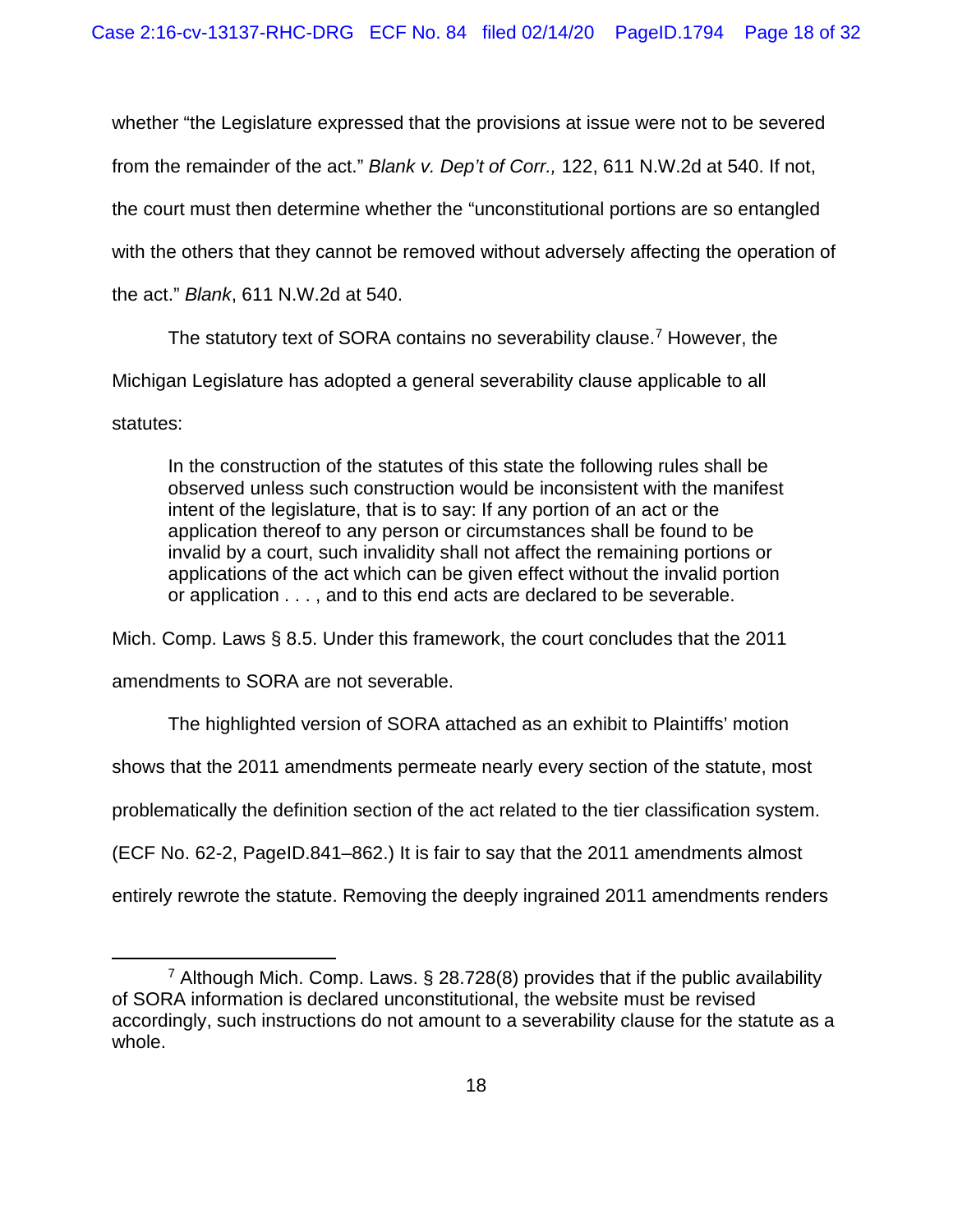whether "the Legislature expressed that the provisions at issue were not to be severed from the remainder of the act." *Blank v. Dep't of Corr.,* 122, 611 N.W.2d at 540. If not, the court must then determine whether the "unconstitutional portions are so entangled with the others that they cannot be removed without adversely affecting the operation of the act." *Blank*, 611 N.W.2d at 540.

The statutory text of SORA contains no severability clause.[7] However, the Michigan Legislature has adopted a general severability clause applicable to all statutes:

> In the construction of the statutes of this state the following rules shall be observed unless such construction would be inconsistent with the manifest intent of the legislature, that is to say: If any portion of an act or the application thereof to any person or circumstances shall be found to be invalid by a court, such invalidity shall not affect the remaining portions or applications of the act which can be given effect without the invalid portion or application . . . , and to this end acts are declared to be severable.

Mich. Comp. Laws § 8.5. Under this framework, the court concludes that the 2011 amendments to SORA are not severable.

The highlighted version of SORA attached as an exhibit to Plaintiffs' motion shows that the 2011 amendments permeate nearly every section of the statute, most problematically the definition section of the act related to the tier classification system. (ECF No. 62-2, PageID.841–862.) It is fair to say that the 2011 amendments almost entirely rewrote the statute. Removing the deeply ingrained 2011 amendments renders

---

[7] Although Mich. Comp. Laws. § 28.728(8) provides that if the public availability of SORA information is declared unconstitutional, the website must be revised accordingly, such instructions do not amount to a severability clause for the statute as a whole.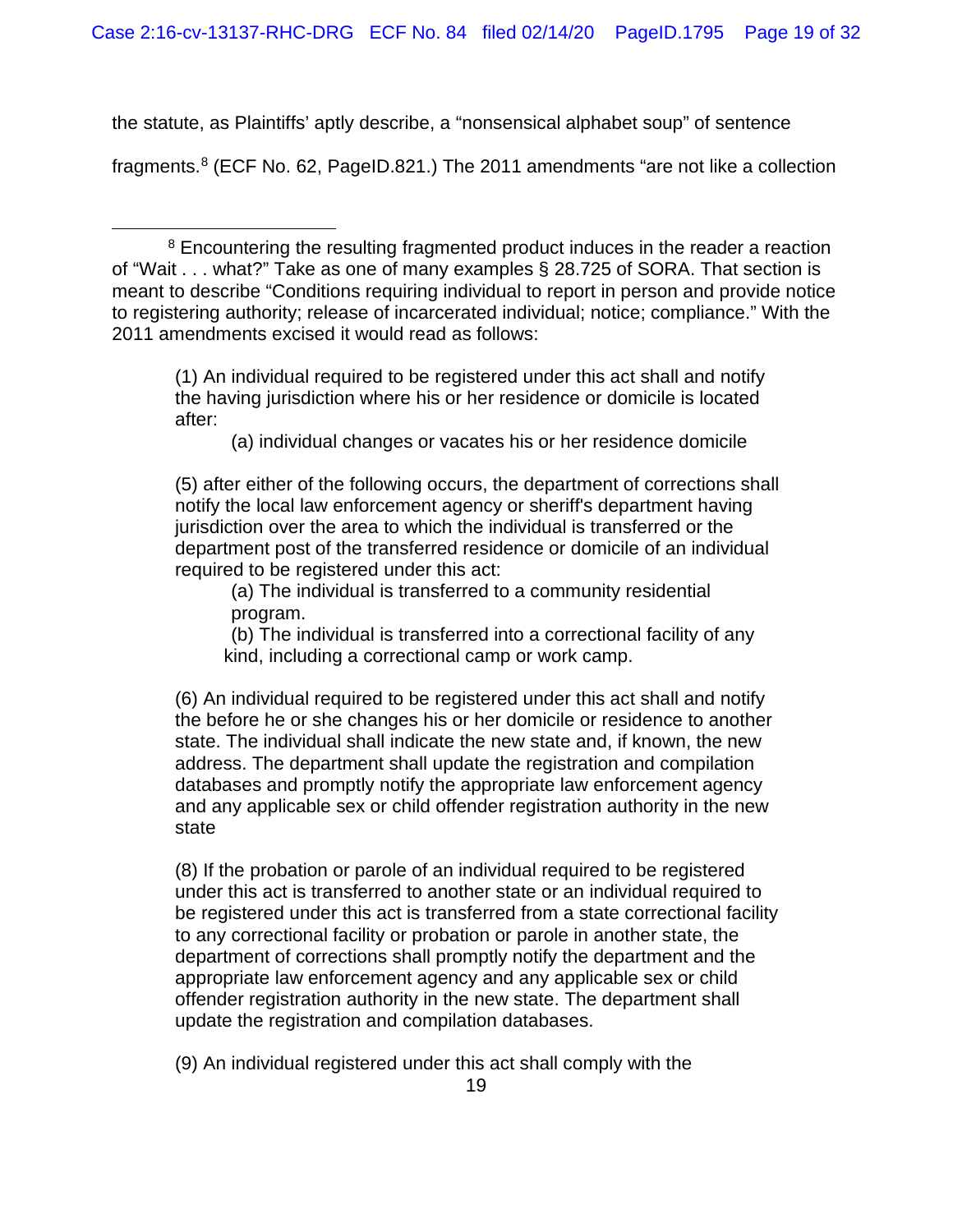the statute, as Plaintiffs' aptly describe, a "nonsensical alphabet soup" of sentence fragments.[8] (ECF No. 62, PageID.821.) The 2011 amendments "are not like a collection

---

[8] Encountering the resulting fragmented product induces in the reader a reaction of "Wait . . . what?" Take as one of many examples § 28.725 of SORA. That section is meant to describe "Conditions requiring individual to report in person and provide notice to registering authority; release of incarcerated individual; notice; compliance." With the 2011 amendments excised it would read as follows:

> (1) An individual required to be registered under this act shall and notify the having jurisdiction where his or her residence or domicile is located after:
>
> > (a) individual changes or vacates his or her residence domicile
>
> (5) after either of the following occurs, the department of corrections shall notify the local law enforcement agency or sheriff's department having jurisdiction over the area to which the individual is transferred or the department post of the transferred residence or domicile of an individual required to be registered under this act:
>
> > (a) The individual is transferred to a community residential program.
> >
> > (b) The individual is transferred into a correctional facility of any kind, including a correctional camp or work camp.
>
> (6) An individual required to be registered under this act shall and notify the before he or she changes his or her domicile or residence to another state. The individual shall indicate the new state and, if known, the new address. The department shall update the registration and compilation databases and promptly notify the appropriate law enforcement agency and any applicable sex or child offender registration authority in the new state
>
> (8) If the probation or parole of an individual required to be registered under this act is transferred to another state or an individual required to be registered under this act is transferred from a state correctional facility to any correctional facility or probation or parole in another state, the department of corrections shall promptly notify the department and the appropriate law enforcement agency and any applicable sex or child offender registration authority in the new state. The department shall update the registration and compilation databases.
>
> (9) An individual registered under this act shall comply with the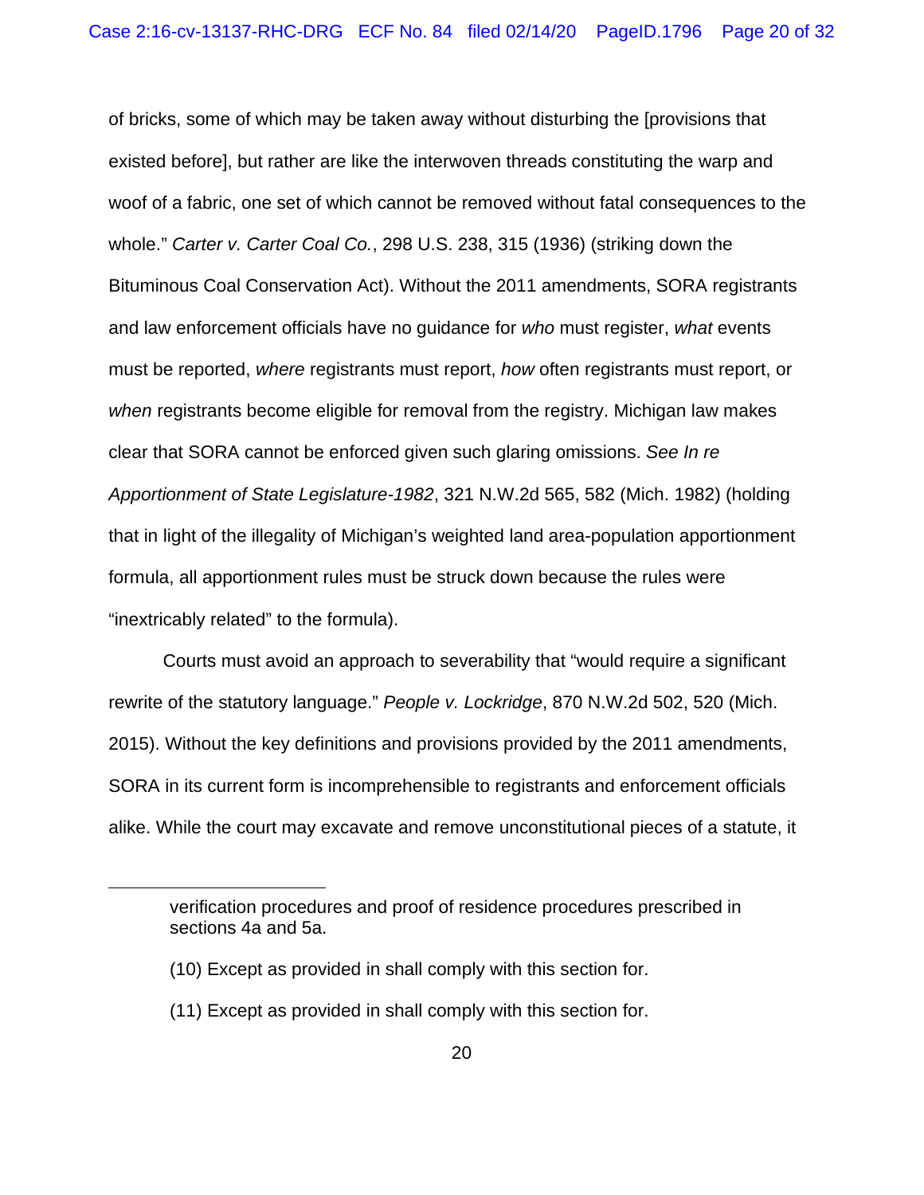of bricks, some of which may be taken away without disturbing the [provisions that existed before], but rather are like the interwoven threads constituting the warp and woof of a fabric, one set of which cannot be removed without fatal consequences to the whole." *Carter v. Carter Coal Co.*, 298 U.S. 238, 315 (1936) (striking down the Bituminous Coal Conservation Act). Without the 2011 amendments, SORA registrants and law enforcement officials have no guidance for *who* must register, *what* events must be reported, *where* registrants must report, *how* often registrants must report, or *when* registrants become eligible for removal from the registry. Michigan law makes clear that SORA cannot be enforced given such glaring omissions. *See In re Apportionment of State Legislature-1982*, 321 N.W.2d 565, 582 (Mich. 1982) (holding that in light of the illegality of Michigan's weighted land area-population apportionment formula, all apportionment rules must be struck down because the rules were "inextricably related" to the formula).

Courts must avoid an approach to severability that "would require a significant rewrite of the statutory language." *People v. Lockridge*, 870 N.W.2d 502, 520 (Mich. 2015). Without the key definitions and provisions provided by the 2011 amendments, SORA in its current form is incomprehensible to registrants and enforcement officials alike. While the court may excavate and remove unconstitutional pieces of a statute, it

---

> verification procedures and proof of residence procedures prescribed in sections 4a and 5a.
>
> (10) Except as provided in shall comply with this section for.
>
> (11) Except as provided in shall comply with this section for.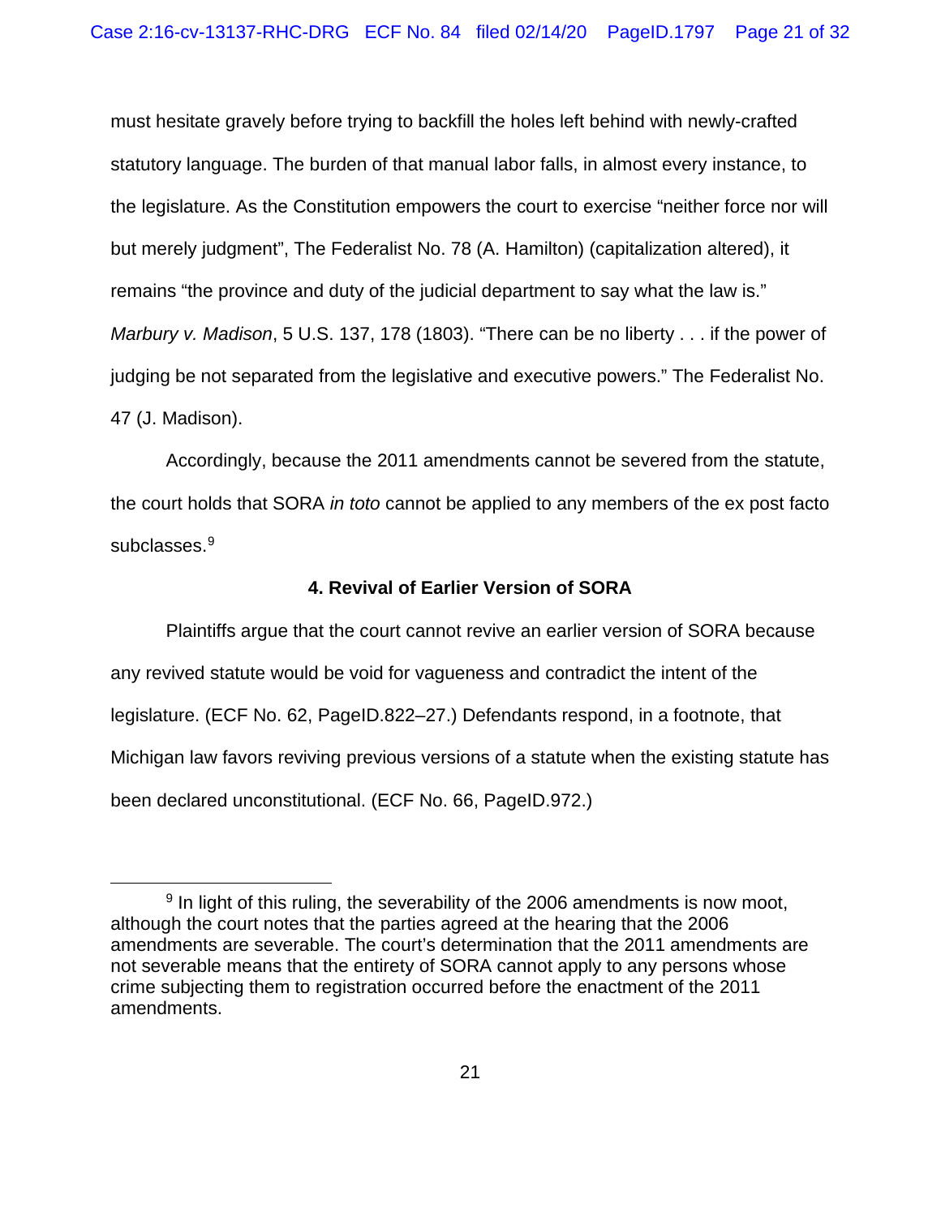must hesitate gravely before trying to backfill the holes left behind with newly-crafted statutory language. The burden of that manual labor falls, in almost every instance, to the legislature. As the Constitution empowers the court to exercise "neither force nor will but merely judgment", The Federalist No. 78 (A. Hamilton) (capitalization altered), it remains "the province and duty of the judicial department to say what the law is." *Marbury v. Madison*, 5 U.S. 137, 178 (1803). "There can be no liberty . . . if the power of judging be not separated from the legislative and executive powers." The Federalist No. 47 (J. Madison).

Accordingly, because the 2011 amendments cannot be severed from the statute, the court holds that SORA *in toto* cannot be applied to any members of the ex post facto subclasses.[9]

#### 4. Revival of Earlier Version of SORA

Plaintiffs argue that the court cannot revive an earlier version of SORA because any revived statute would be void for vagueness and contradict the intent of the legislature. (ECF No. 62, PageID.822–27.) Defendants respond, in a footnote, that Michigan law favors reviving previous versions of a statute when the existing statute has been declared unconstitutional. (ECF No. 66, PageID.972.)

---

[9] In light of this ruling, the severability of the 2006 amendments is now moot, although the court notes that the parties agreed at the hearing that the 2006 amendments are severable. The court's determination that the 2011 amendments are not severable means that the entirety of SORA cannot apply to any persons whose crime subjecting them to registration occurred before the enactment of the 2011 amendments.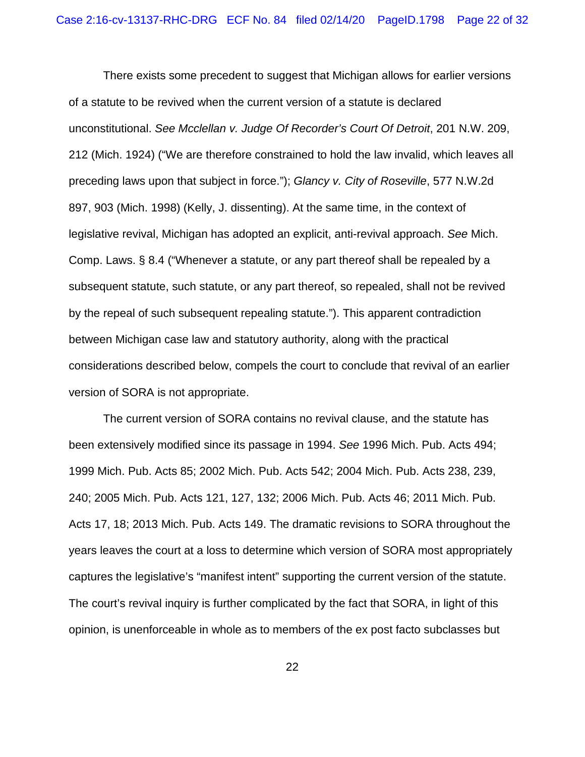There exists some precedent to suggest that Michigan allows for earlier versions of a statute to be revived when the current version of a statute is declared unconstitutional. *See Mcclellan v. Judge Of Recorder's Court Of Detroit*, 201 N.W. 209, 212 (Mich. 1924) ("We are therefore constrained to hold the law invalid, which leaves all preceding laws upon that subject in force."); *Glancy v. City of Roseville*, 577 N.W.2d 897, 903 (Mich. 1998) (Kelly, J. dissenting). At the same time, in the context of legislative revival, Michigan has adopted an explicit, anti-revival approach. *See* Mich. Comp. Laws. § 8.4 ("Whenever a statute, or any part thereof shall be repealed by a subsequent statute, such statute, or any part thereof, so repealed, shall not be revived by the repeal of such subsequent repealing statute."). This apparent contradiction between Michigan case law and statutory authority, along with the practical considerations described below, compels the court to conclude that revival of an earlier version of SORA is not appropriate.

The current version of SORA contains no revival clause, and the statute has been extensively modified since its passage in 1994. *See* 1996 Mich. Pub. Acts 494; 1999 Mich. Pub. Acts 85; 2002 Mich. Pub. Acts 542; 2004 Mich. Pub. Acts 238, 239, 240; 2005 Mich. Pub. Acts 121, 127, 132; 2006 Mich. Pub. Acts 46; 2011 Mich. Pub. Acts 17, 18; 2013 Mich. Pub. Acts 149. The dramatic revisions to SORA throughout the years leaves the court at a loss to determine which version of SORA most appropriately captures the legislative's "manifest intent" supporting the current version of the statute. The court's revival inquiry is further complicated by the fact that SORA, in light of this opinion, is unenforceable in whole as to members of the ex post facto subclasses but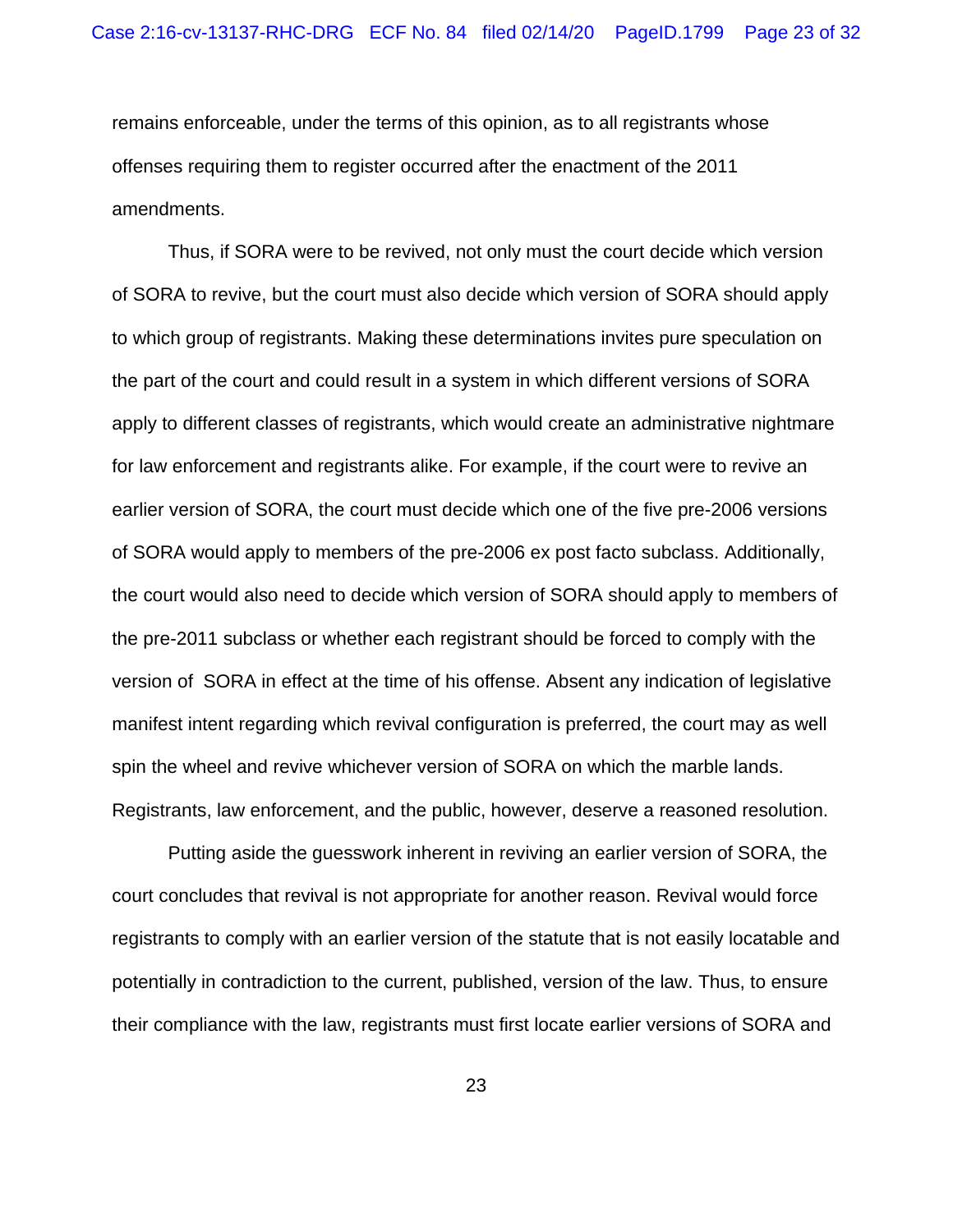remains enforceable, under the terms of this opinion, as to all registrants whose offenses requiring them to register occurred after the enactment of the 2011 amendments.

Thus, if SORA were to be revived, not only must the court decide which version of SORA to revive, but the court must also decide which version of SORA should apply to which group of registrants. Making these determinations invites pure speculation on the part of the court and could result in a system in which different versions of SORA apply to different classes of registrants, which would create an administrative nightmare for law enforcement and registrants alike. For example, if the court were to revive an earlier version of SORA, the court must decide which one of the five pre-2006 versions of SORA would apply to members of the pre-2006 ex post facto subclass. Additionally, the court would also need to decide which version of SORA should apply to members of the pre-2011 subclass or whether each registrant should be forced to comply with the version of SORA in effect at the time of his offense. Absent any indication of legislative manifest intent regarding which revival configuration is preferred, the court may as well spin the wheel and revive whichever version of SORA on which the marble lands. Registrants, law enforcement, and the public, however, deserve a reasoned resolution.

Putting aside the guesswork inherent in reviving an earlier version of SORA, the court concludes that revival is not appropriate for another reason. Revival would force registrants to comply with an earlier version of the statute that is not easily locatable and potentially in contradiction to the current, published, version of the law. Thus, to ensure their compliance with the law, registrants must first locate earlier versions of SORA and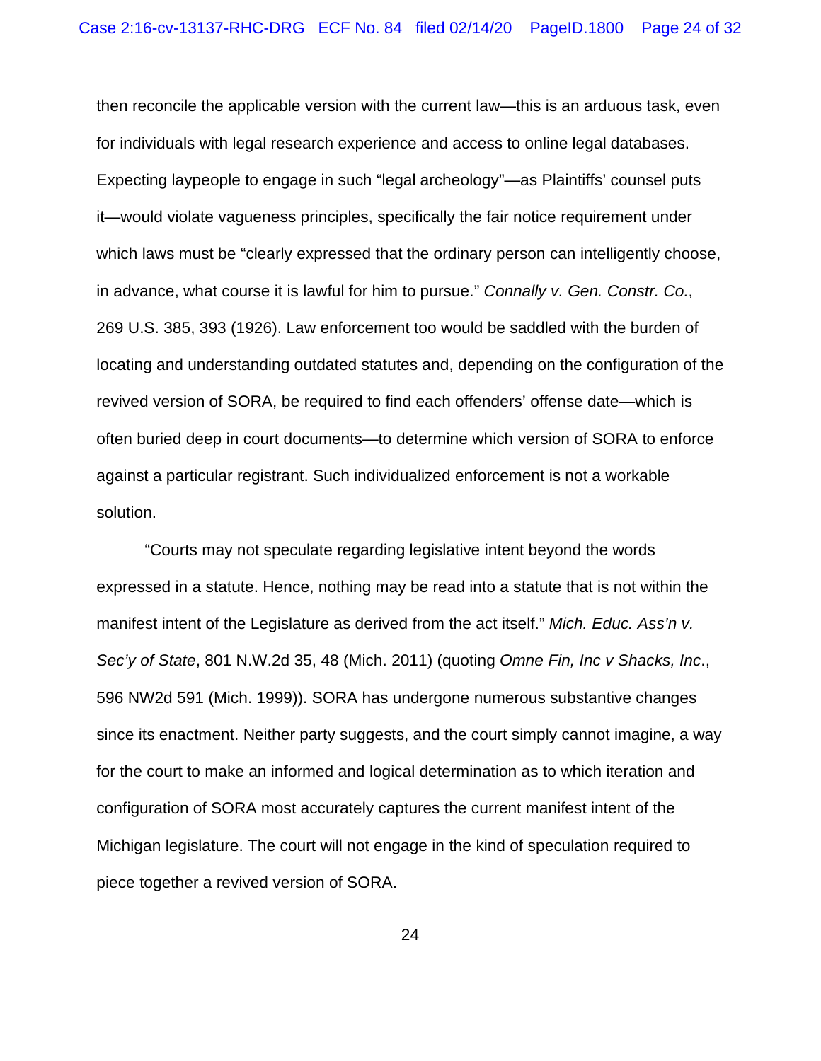then reconcile the applicable version with the current law—this is an arduous task, even for individuals with legal research experience and access to online legal databases. Expecting laypeople to engage in such "legal archeology"—as Plaintiffs' counsel puts it—would violate vagueness principles, specifically the fair notice requirement under which laws must be "clearly expressed that the ordinary person can intelligently choose, in advance, what course it is lawful for him to pursue." *Connally v. Gen. Constr. Co.*, 269 U.S. 385, 393 (1926). Law enforcement too would be saddled with the burden of locating and understanding outdated statutes and, depending on the configuration of the revived version of SORA, be required to find each offenders' offense date—which is often buried deep in court documents—to determine which version of SORA to enforce against a particular registrant. Such individualized enforcement is not a workable solution.

"Courts may not speculate regarding legislative intent beyond the words expressed in a statute. Hence, nothing may be read into a statute that is not within the manifest intent of the Legislature as derived from the act itself." *Mich. Educ. Ass'n v. Sec'y of State*, 801 N.W.2d 35, 48 (Mich. 2011) (quoting *Omne Fin, Inc v Shacks, Inc*., 596 NW2d 591 (Mich. 1999)). SORA has undergone numerous substantive changes since its enactment. Neither party suggests, and the court simply cannot imagine, a way for the court to make an informed and logical determination as to which iteration and configuration of SORA most accurately captures the current manifest intent of the Michigan legislature. The court will not engage in the kind of speculation required to piece together a revived version of SORA.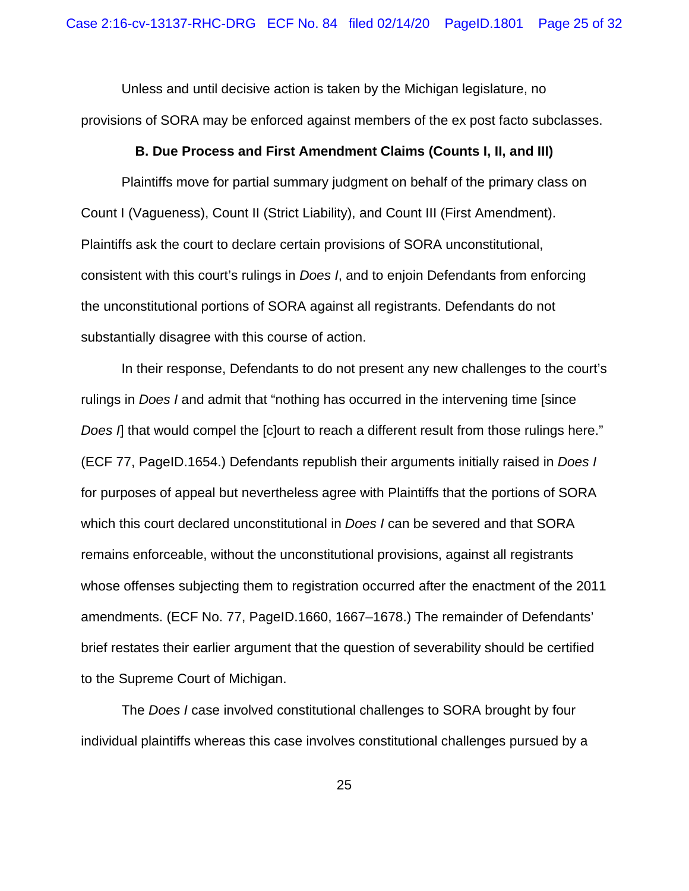Unless and until decisive action is taken by the Michigan legislature, no provisions of SORA may be enforced against members of the ex post facto subclasses.

**B. Due Process and First Amendment Claims (Counts I, II, and III)**

Plaintiffs move for partial summary judgment on behalf of the primary class on Count I (Vagueness), Count II (Strict Liability), and Count III (First Amendment). Plaintiffs ask the court to declare certain provisions of SORA unconstitutional, consistent with this court's rulings in *Does I*, and to enjoin Defendants from enforcing the unconstitutional portions of SORA against all registrants. Defendants do not substantially disagree with this course of action.

In their response, Defendants to do not present any new challenges to the court's rulings in *Does I* and admit that "nothing has occurred in the intervening time [since *Does I*] that would compel the [c]ourt to reach a different result from those rulings here." (ECF 77, PageID.1654.) Defendants republish their arguments initially raised in *Does I* for purposes of appeal but nevertheless agree with Plaintiffs that the portions of SORA which this court declared unconstitutional in *Does I* can be severed and that SORA remains enforceable, without the unconstitutional provisions, against all registrants whose offenses subjecting them to registration occurred after the enactment of the 2011 amendments. (ECF No. 77, PageID.1660, 1667–1678.) The remainder of Defendants' brief restates their earlier argument that the question of severability should be certified to the Supreme Court of Michigan.

The *Does I* case involved constitutional challenges to SORA brought by four individual plaintiffs whereas this case involves constitutional challenges pursued by a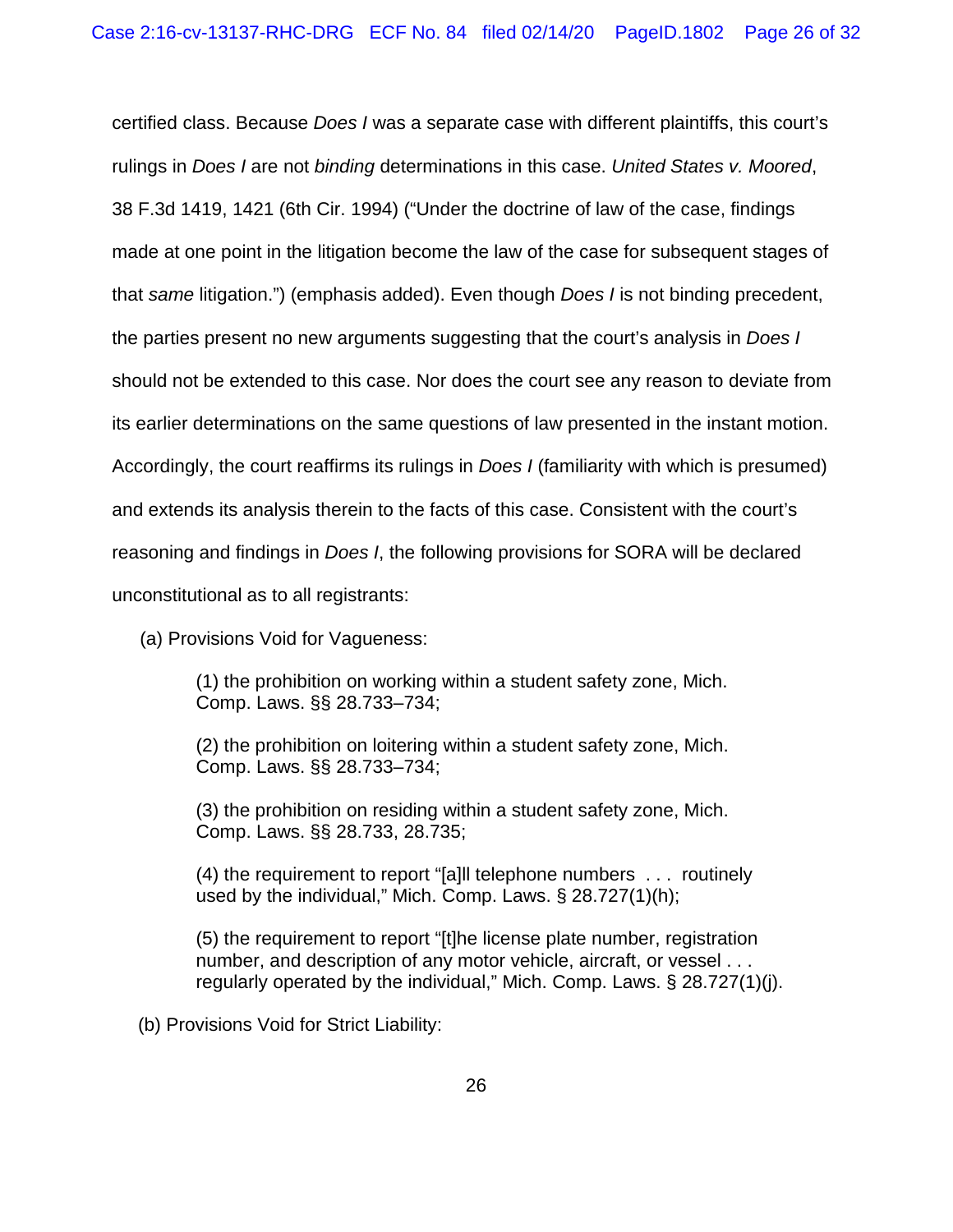certified class. Because *Does I* was a separate case with different plaintiffs, this court's rulings in *Does I* are not *binding* determinations in this case. *United States v. Moored*, 38 F.3d 1419, 1421 (6th Cir. 1994) ("Under the doctrine of law of the case, findings made at one point in the litigation become the law of the case for subsequent stages of that *same* litigation.") (emphasis added). Even though *Does I* is not binding precedent, the parties present no new arguments suggesting that the court's analysis in *Does I* should not be extended to this case. Nor does the court see any reason to deviate from its earlier determinations on the same questions of law presented in the instant motion. Accordingly, the court reaffirms its rulings in *Does I* (familiarity with which is presumed) and extends its analysis therein to the facts of this case. Consistent with the court's reasoning and findings in *Does I*, the following provisions for SORA will be declared unconstitutional as to all registrants:

(a) Provisions Void for Vagueness:

> (1) the prohibition on working within a student safety zone, Mich. Comp. Laws. §§ 28.733–734;
>
> (2) the prohibition on loitering within a student safety zone, Mich. Comp. Laws. §§ 28.733–734;
>
> (3) the prohibition on residing within a student safety zone, Mich. Comp. Laws. §§ 28.733, 28.735;
>
> (4) the requirement to report "[a]ll telephone numbers . . . routinely used by the individual," Mich. Comp. Laws. § 28.727(1)(h);
>
> (5) the requirement to report "[t]he license plate number, registration number, and description of any motor vehicle, aircraft, or vessel . . . regularly operated by the individual," Mich. Comp. Laws. § 28.727(1)(j).

(b) Provisions Void for Strict Liability: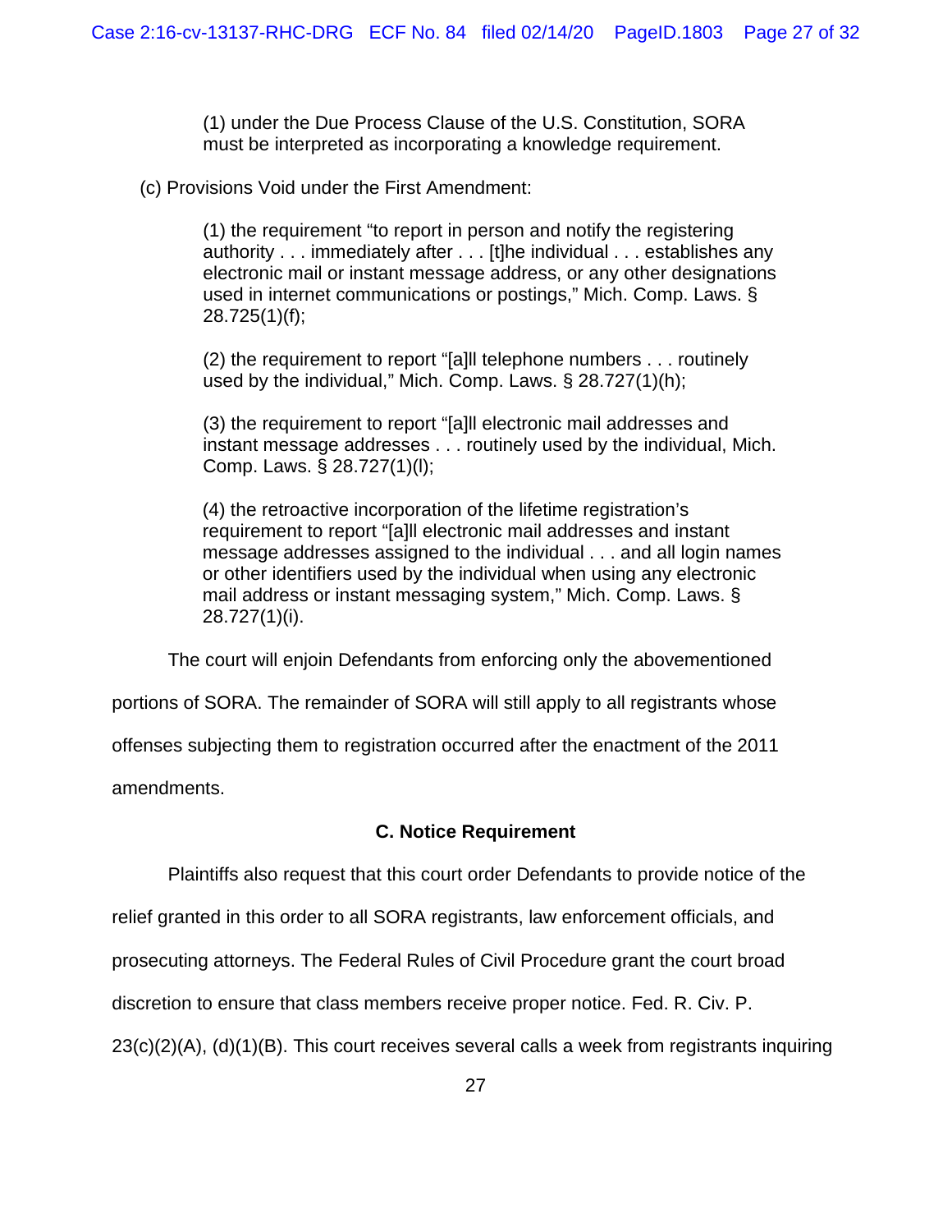(1) under the Due Process Clause of the U.S. Constitution, SORA must be interpreted as incorporating a knowledge requirement.

(c) Provisions Void under the First Amendment:

(1) the requirement "to report in person and notify the registering authority . . . immediately after . . . [t]he individual . . . establishes any electronic mail or instant message address, or any other designations used in internet communications or postings," Mich. Comp. Laws. § 28.725(1)(f);

(2) the requirement to report "[a]ll telephone numbers . . . routinely used by the individual," Mich. Comp. Laws. § 28.727(1)(h);

(3) the requirement to report "[a]ll electronic mail addresses and instant message addresses . . . routinely used by the individual, Mich. Comp. Laws. § 28.727(1)(l);

(4) the retroactive incorporation of the lifetime registration's requirement to report "[a]ll electronic mail addresses and instant message addresses assigned to the individual . . . and all login names or other identifiers used by the individual when using any electronic mail address or instant messaging system," Mich. Comp. Laws. § 28.727(1)(i).

The court will enjoin Defendants from enforcing only the abovementioned portions of SORA. The remainder of SORA will still apply to all registrants whose offenses subjecting them to registration occurred after the enactment of the 2011 amendments.

**C. Notice Requirement**

Plaintiffs also request that this court order Defendants to provide notice of the relief granted in this order to all SORA registrants, law enforcement officials, and prosecuting attorneys. The Federal Rules of Civil Procedure grant the court broad discretion to ensure that class members receive proper notice. Fed. R. Civ. P. 23(c)(2)(A), (d)(1)(B). This court receives several calls a week from registrants inquiring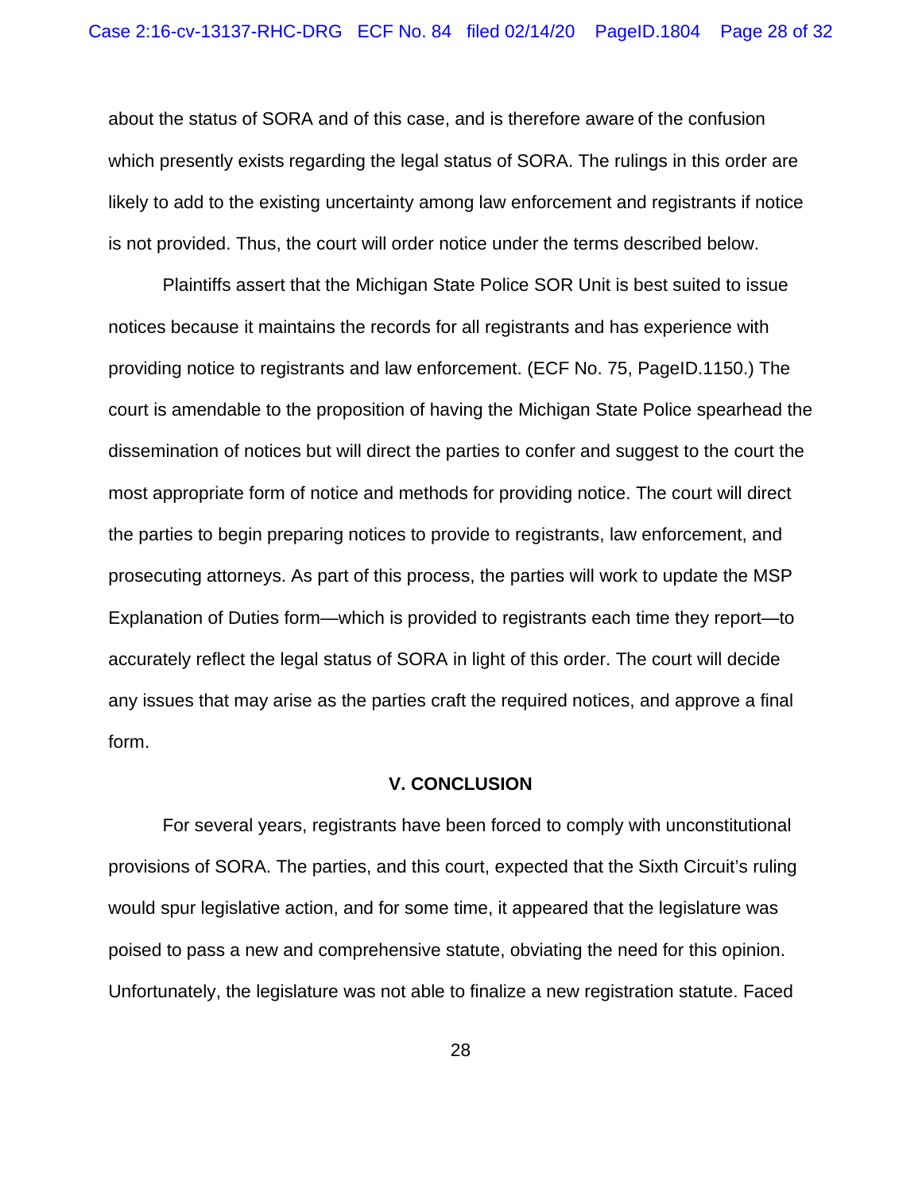about the status of SORA and of this case, and is therefore aware of the confusion which presently exists regarding the legal status of SORA. The rulings in this order are likely to add to the existing uncertainty among law enforcement and registrants if notice is not provided. Thus, the court will order notice under the terms described below.

Plaintiffs assert that the Michigan State Police SOR Unit is best suited to issue notices because it maintains the records for all registrants and has experience with providing notice to registrants and law enforcement. (ECF No. 75, PageID.1150.) The court is amendable to the proposition of having the Michigan State Police spearhead the dissemination of notices but will direct the parties to confer and suggest to the court the most appropriate form of notice and methods for providing notice. The court will direct the parties to begin preparing notices to provide to registrants, law enforcement, and prosecuting attorneys. As part of this process, the parties will work to update the MSP Explanation of Duties form—which is provided to registrants each time they report—to accurately reflect the legal status of SORA in light of this order. The court will decide any issues that may arise as the parties craft the required notices, and approve a final form.

## V. CONCLUSION

For several years, registrants have been forced to comply with unconstitutional provisions of SORA. The parties, and this court, expected that the Sixth Circuit's ruling would spur legislative action, and for some time, it appeared that the legislature was poised to pass a new and comprehensive statute, obviating the need for this opinion. Unfortunately, the legislature was not able to finalize a new registration statute. Faced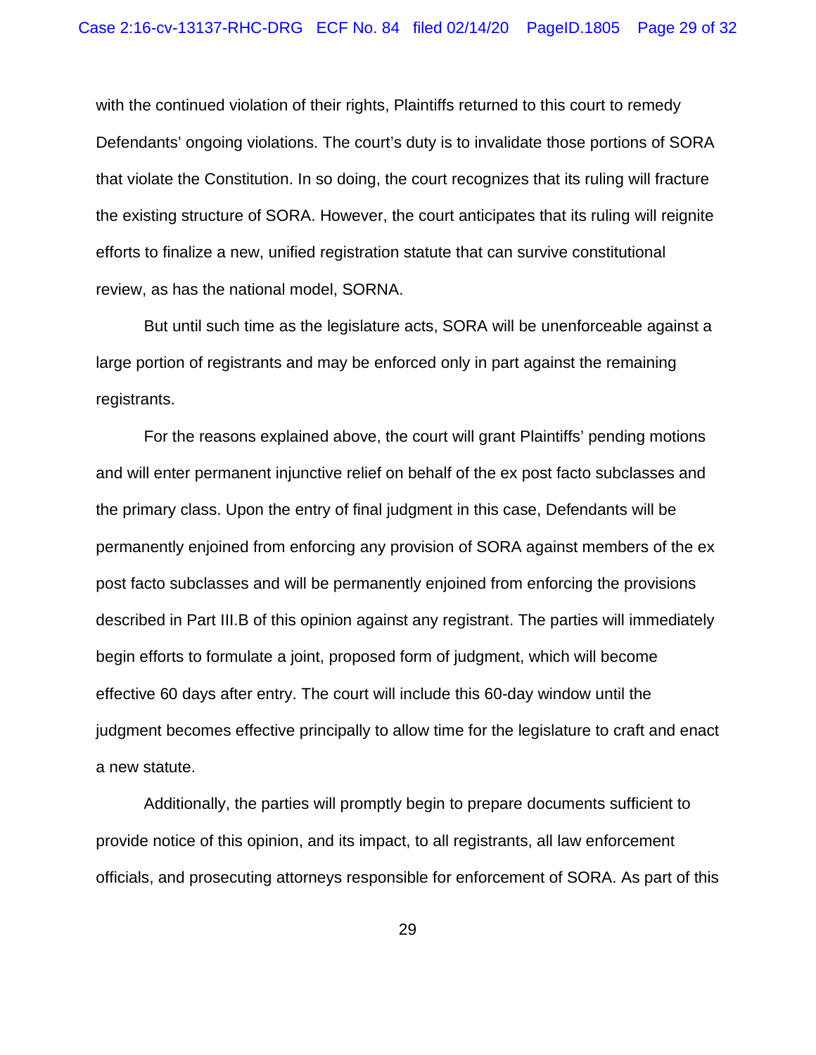with the continued violation of their rights, Plaintiffs returned to this court to remedy Defendants' ongoing violations. The court's duty is to invalidate those portions of SORA that violate the Constitution. In so doing, the court recognizes that its ruling will fracture the existing structure of SORA. However, the court anticipates that its ruling will reignite efforts to finalize a new, unified registration statute that can survive constitutional review, as has the national model, SORNA.

But until such time as the legislature acts, SORA will be unenforceable against a large portion of registrants and may be enforced only in part against the remaining registrants.

For the reasons explained above, the court will grant Plaintiffs' pending motions and will enter permanent injunctive relief on behalf of the ex post facto subclasses and the primary class. Upon the entry of final judgment in this case, Defendants will be permanently enjoined from enforcing any provision of SORA against members of the ex post facto subclasses and will be permanently enjoined from enforcing the provisions described in Part III.B of this opinion against any registrant. The parties will immediately begin efforts to formulate a joint, proposed form of judgment, which will become effective 60 days after entry. The court will include this 60-day window until the judgment becomes effective principally to allow time for the legislature to craft and enact a new statute.

Additionally, the parties will promptly begin to prepare documents sufficient to provide notice of this opinion, and its impact, to all registrants, all law enforcement officials, and prosecuting attorneys responsible for enforcement of SORA. As part of this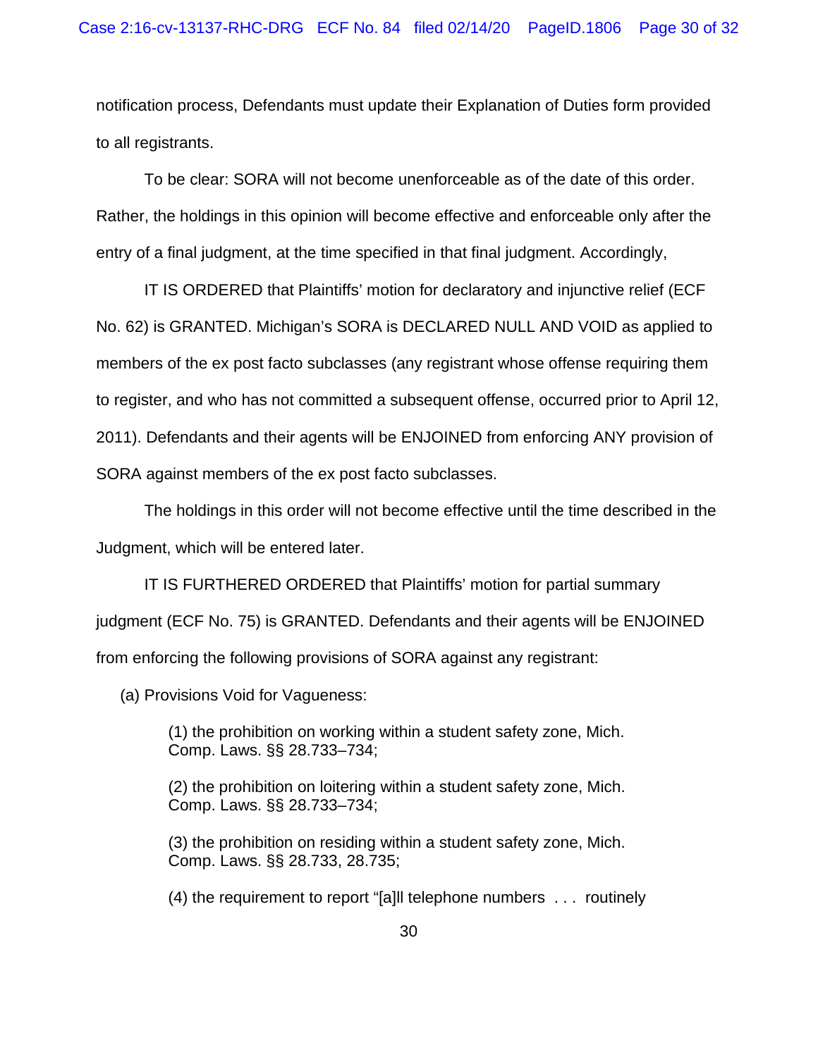notification process, Defendants must update their Explanation of Duties form provided to all registrants.

To be clear: SORA will not become unenforceable as of the date of this order. Rather, the holdings in this opinion will become effective and enforceable only after the entry of a final judgment, at the time specified in that final judgment. Accordingly,

IT IS ORDERED that Plaintiffs' motion for declaratory and injunctive relief (ECF No. 62) is GRANTED. Michigan's SORA is DECLARED NULL AND VOID as applied to members of the ex post facto subclasses (any registrant whose offense requiring them to register, and who has not committed a subsequent offense, occurred prior to April 12, 2011). Defendants and their agents will be ENJOINED from enforcing ANY provision of SORA against members of the ex post facto subclasses.

The holdings in this order will not become effective until the time described in the Judgment, which will be entered later.

IT IS FURTHERED ORDERED that Plaintiffs' motion for partial summary judgment (ECF No. 75) is GRANTED. Defendants and their agents will be ENJOINED from enforcing the following provisions of SORA against any registrant:

(a) Provisions Void for Vagueness:

(1) the prohibition on working within a student safety zone, Mich. Comp. Laws. §§ 28.733–734;

(2) the prohibition on loitering within a student safety zone, Mich. Comp. Laws. §§ 28.733–734;

(3) the prohibition on residing within a student safety zone, Mich. Comp. Laws. §§ 28.733, 28.735;

(4) the requirement to report "[a]ll telephone numbers . . . routinely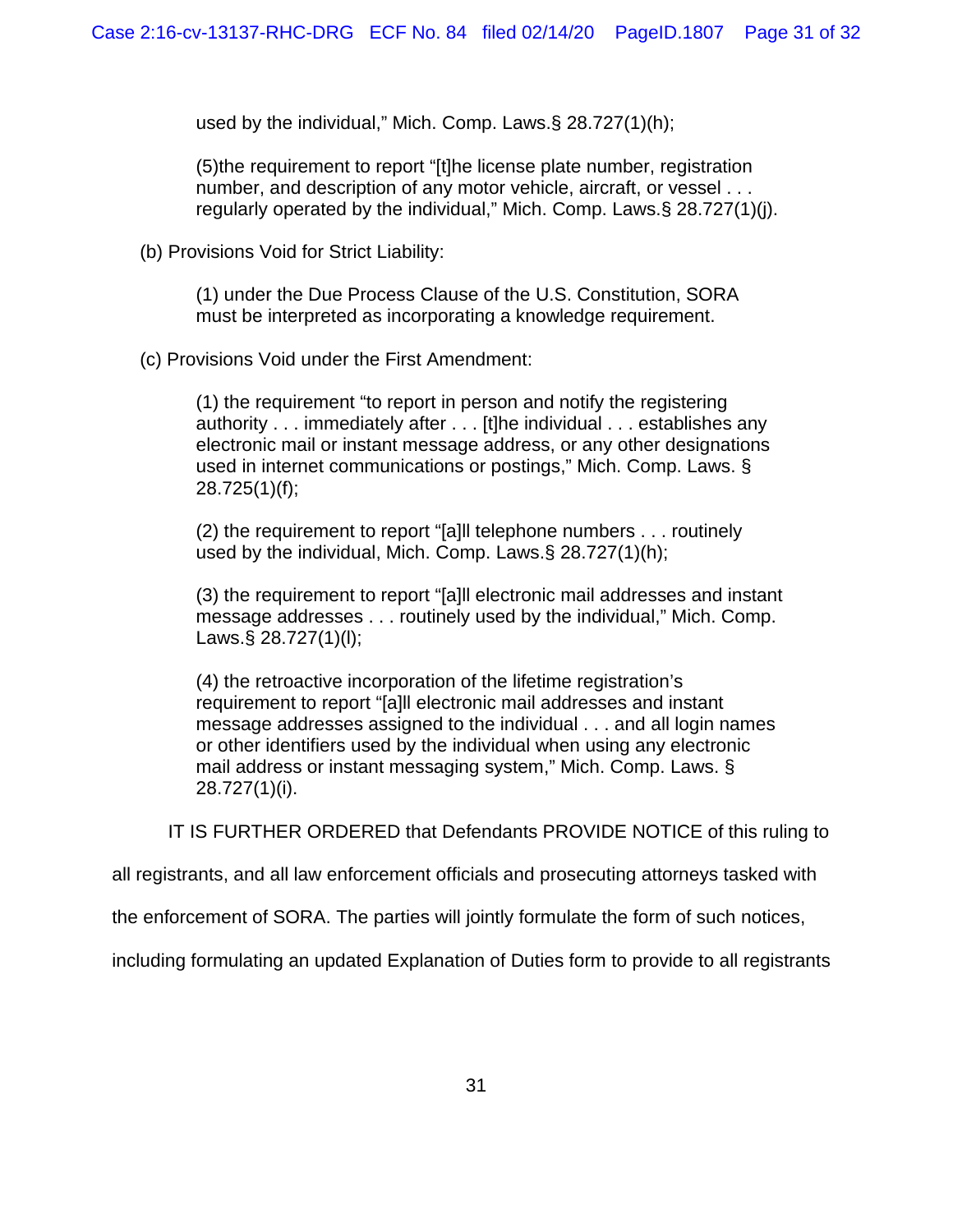used by the individual," Mich. Comp. Laws.§ 28.727(1)(h);

(5)the requirement to report "[t]he license plate number, registration number, and description of any motor vehicle, aircraft, or vessel . . . regularly operated by the individual," Mich. Comp. Laws.§ 28.727(1)(j).

(b) Provisions Void for Strict Liability:

(1) under the Due Process Clause of the U.S. Constitution, SORA must be interpreted as incorporating a knowledge requirement.

(c) Provisions Void under the First Amendment:

(1) the requirement "to report in person and notify the registering authority . . . immediately after . . . [t]he individual . . . establishes any electronic mail or instant message address, or any other designations used in internet communications or postings," Mich. Comp. Laws. § 28.725(1)(f);

(2) the requirement to report "[a]ll telephone numbers . . . routinely used by the individual, Mich. Comp. Laws.§ 28.727(1)(h);

(3) the requirement to report "[a]ll electronic mail addresses and instant message addresses . . . routinely used by the individual," Mich. Comp. Laws.§ 28.727(1)(l);

(4) the retroactive incorporation of the lifetime registration's requirement to report "[a]ll electronic mail addresses and instant message addresses assigned to the individual . . . and all login names or other identifiers used by the individual when using any electronic mail address or instant messaging system," Mich. Comp. Laws. § 28.727(1)(i).

IT IS FURTHER ORDERED that Defendants PROVIDE NOTICE of this ruling to all registrants, and all law enforcement officials and prosecuting attorneys tasked with the enforcement of SORA. The parties will jointly formulate the form of such notices, including formulating an updated Explanation of Duties form to provide to all registrants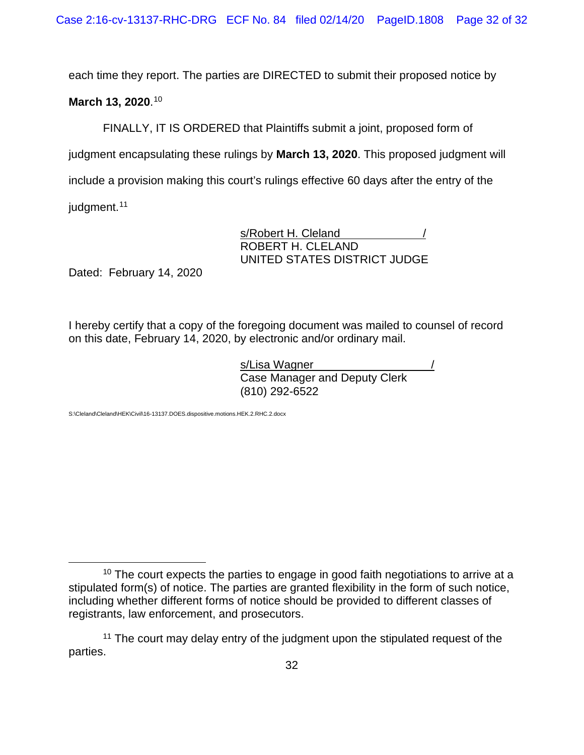each time they report. The parties are DIRECTED to submit their proposed notice by **March 13, 2020**.[10]

FINALLY, IT IS ORDERED that Plaintiffs submit a joint, proposed form of judgment encapsulating these rulings by **March 13, 2020**. This proposed judgment will include a provision making this court's rulings effective 60 days after the entry of the judgment.[11]

s/Robert H. Cleland /
ROBERT H. CLELAND
UNITED STATES DISTRICT JUDGE

Dated: February 14, 2020

I hereby certify that a copy of the foregoing document was mailed to counsel of record on this date, February 14, 2020, by electronic and/or ordinary mail.

s/Lisa Wagner /
Case Manager and Deputy Clerk
(810) 292-6522

S:\Cleland\Cleland\HEK\Civil\16-13137.DOES.dispositive.motions.HEK.2.RHC.2.docx

---

[10] The court expects the parties to engage in good faith negotiations to arrive at a stipulated form(s) of notice. The parties are granted flexibility in the form of such notice, including whether different forms of notice should be provided to different classes of registrants, law enforcement, and prosecutors.

[11] The court may delay entry of the judgment upon the stipulated request of the parties.